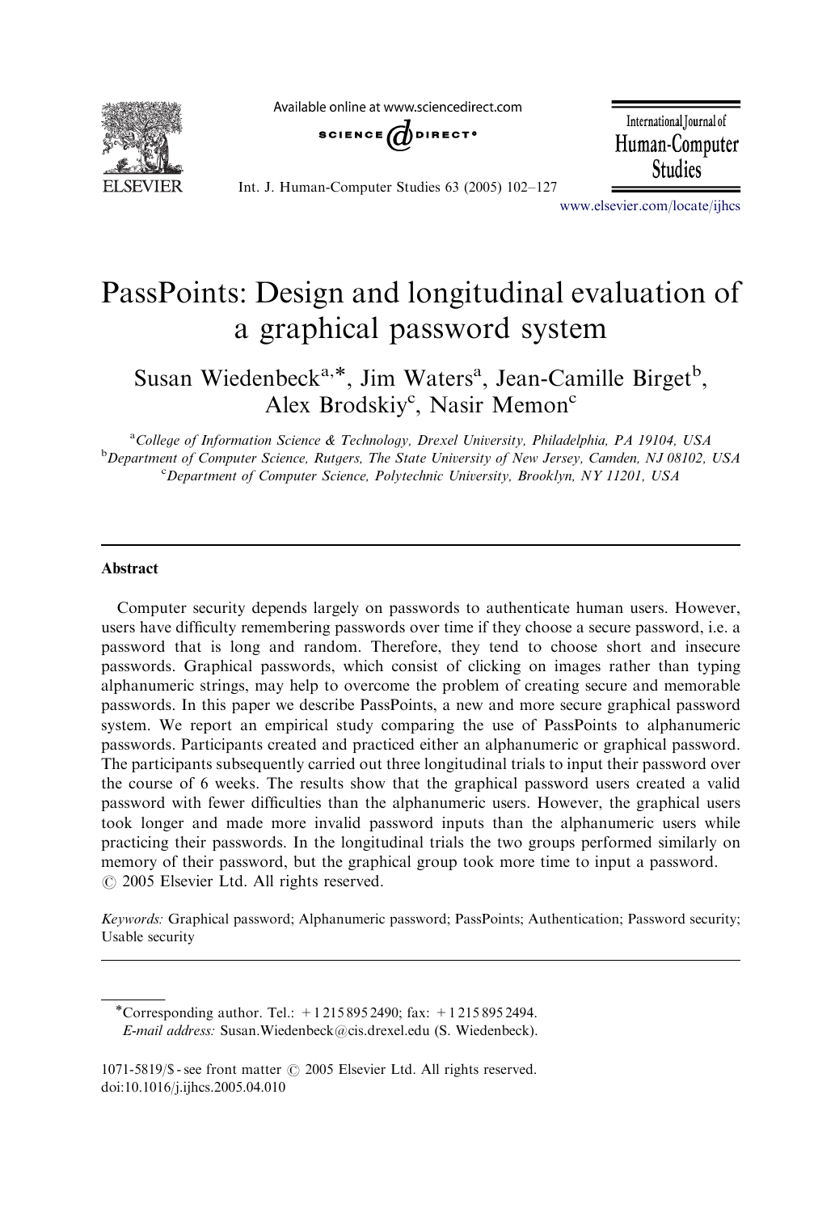# PassPoints: Design and longitudinal evaluation of a graphical password system

Susan Wiedenbeck[a,*], Jim Waters[a], Jean-Camille Birget[b], Alex Brodskiy[c], Nasir Memon[c]

[a] *College of Information Science & Technology, Drexel University, Philadelphia, PA 19104, USA*
[b] *Department of Computer Science, Rutgers, The State University of New Jersey, Camden, NJ 08102, USA*
[c] *Department of Computer Science, Polytechnic University, Brooklyn, NY 11201, USA*

---

## Abstract

Computer security depends largely on passwords to authenticate human users. However, users have difficulty remembering passwords over time if they choose a secure password, i.e. a password that is long and random. Therefore, they tend to choose short and insecure passwords. Graphical passwords, which consist of clicking on images rather than typing alphanumeric strings, may help to overcome the problem of creating secure and memorable passwords. In this paper we describe PassPoints, a new and more secure graphical password system. We report an empirical study comparing the use of PassPoints to alphanumeric passwords. Participants created and practiced either an alphanumeric or graphical password. The participants subsequently carried out three longitudinal trials to input their password over the course of 6 weeks. The results show that the graphical password users created a valid password with fewer difficulties than the alphanumeric users. However, the graphical users took longer and made more invalid password inputs than the alphanumeric users while practicing their passwords. In the longitudinal trials the two groups performed similarly on memory of their password, but the graphical group took more time to input a password.
© 2005 Elsevier Ltd. All rights reserved.

*Keywords:* Graphical password; Alphanumeric password; PassPoints; Authentication; Password security; Usable security

---

*Corresponding author. Tel.: +1 215 895 2490; fax: +1 215 895 2494.
*E-mail address:* Susan.Wiedenbeck@cis.drexel.edu (S. Wiedenbeck).

1071-5819/$ - see front matter © 2005 Elsevier Ltd. All rights reserved.
doi:10.1016/j.ijhcs.2005.04.010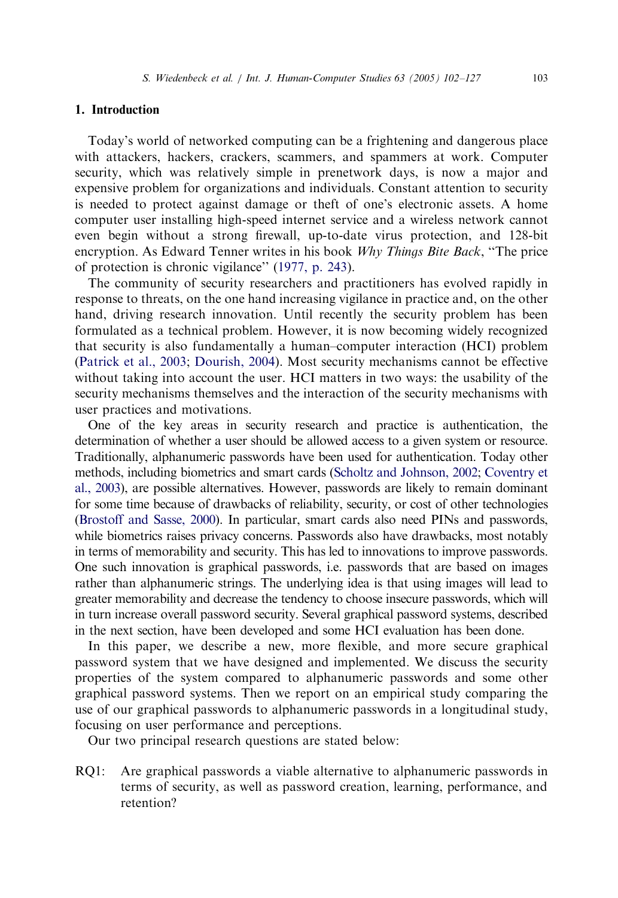## 1. Introduction

Today's world of networked computing can be a frightening and dangerous place with attackers, hackers, crackers, scammers, and spammers at work. Computer security, which was relatively simple in prenetwork days, is now a major and expensive problem for organizations and individuals. Constant attention to security is needed to protect against damage or theft of one's electronic assets. A home computer user installing high-speed internet service and a wireless network cannot even begin without a strong firewall, up-to-date virus protection, and 128-bit encryption. As Edward Tenner writes in his book *Why Things Bite Back*, "The price of protection is chronic vigilance" (1977, p. 243).

The community of security researchers and practitioners has evolved rapidly in response to threats, on the one hand increasing vigilance in practice and, on the other hand, driving research innovation. Until recently the security problem has been formulated as a technical problem. However, it is now becoming widely recognized that security is also fundamentally a human–computer interaction (HCI) problem (Patrick et al., 2003; Dourish, 2004). Most security mechanisms cannot be effective without taking into account the user. HCI matters in two ways: the usability of the security mechanisms themselves and the interaction of the security mechanisms with user practices and motivations.

One of the key areas in security research and practice is authentication, the determination of whether a user should be allowed access to a given system or resource. Traditionally, alphanumeric passwords have been used for authentication. Today other methods, including biometrics and smart cards (Scholtz and Johnson, 2002; Coventry et al., 2003), are possible alternatives. However, passwords are likely to remain dominant for some time because of drawbacks of reliability, security, or cost of other technologies (Brostoff and Sasse, 2000). In particular, smart cards also need PINs and passwords, while biometrics raises privacy concerns. Passwords also have drawbacks, most notably in terms of memorability and security. This has led to innovations to improve passwords. One such innovation is graphical passwords, i.e. passwords that are based on images rather than alphanumeric strings. The underlying idea is that using images will lead to greater memorability and decrease the tendency to choose insecure passwords, which will in turn increase overall password security. Several graphical password systems, described in the next section, have been developed and some HCI evaluation has been done.

In this paper, we describe a new, more flexible, and more secure graphical password system that we have designed and implemented. We discuss the security properties of the system compared to alphanumeric passwords and some other graphical password systems. Then we report on an empirical study comparing the use of our graphical passwords to alphanumeric passwords in a longitudinal study, focusing on user performance and perceptions.

Our two principal research questions are stated below:

RQ1: Are graphical passwords a viable alternative to alphanumeric passwords in terms of security, as well as password creation, learning, performance, and retention?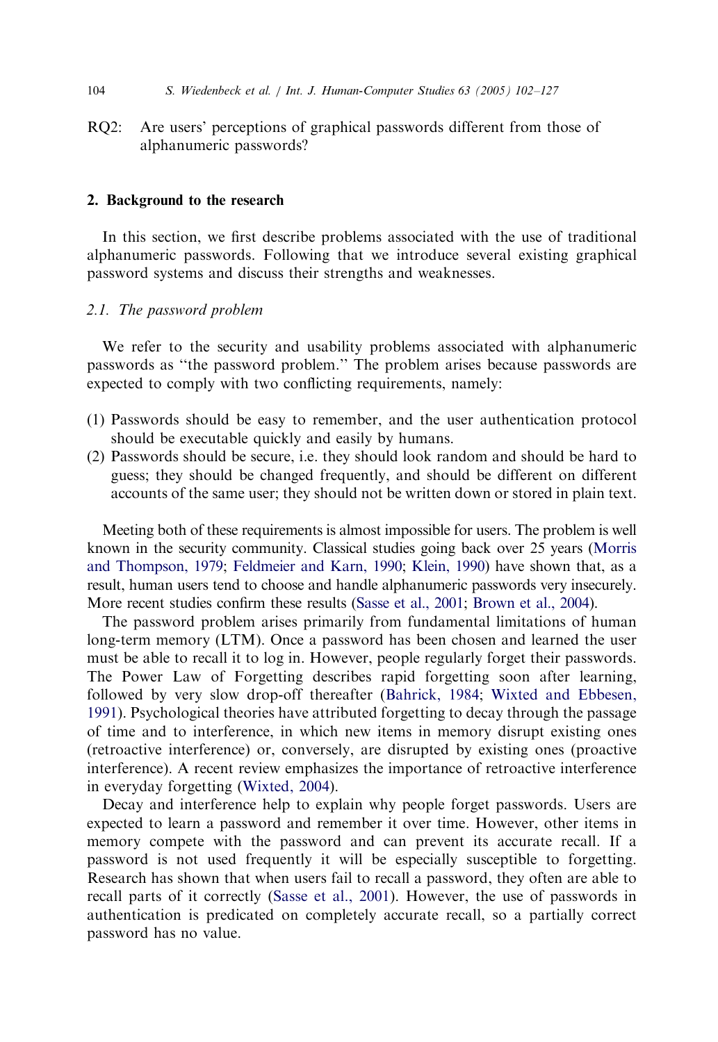RQ2: Are users' perceptions of graphical passwords different from those of alphanumeric passwords?

## 2. Background to the research

In this section, we first describe problems associated with the use of traditional alphanumeric passwords. Following that we introduce several existing graphical password systems and discuss their strengths and weaknesses.

### 2.1. The password problem

We refer to the security and usability problems associated with alphanumeric passwords as "the password problem." The problem arises because passwords are expected to comply with two conflicting requirements, namely:

(1) Passwords should be easy to remember, and the user authentication protocol should be executable quickly and easily by humans.
(2) Passwords should be secure, i.e. they should look random and should be hard to guess; they should be changed frequently, and should be different on different accounts of the same user; they should not be written down or stored in plain text.

Meeting both of these requirements is almost impossible for users. The problem is well known in the security community. Classical studies going back over 25 years (Morris and Thompson, 1979; Feldmeier and Karn, 1990; Klein, 1990) have shown that, as a result, human users tend to choose and handle alphanumeric passwords very insecurely. More recent studies confirm these results (Sasse et al., 2001; Brown et al., 2004).

The password problem arises primarily from fundamental limitations of human long-term memory (LTM). Once a password has been chosen and learned the user must be able to recall it to log in. However, people regularly forget their passwords. The Power Law of Forgetting describes rapid forgetting soon after learning, followed by very slow drop-off thereafter (Bahrick, 1984; Wixted and Ebbesen, 1991). Psychological theories have attributed forgetting to decay through the passage of time and to interference, in which new items in memory disrupt existing ones (retroactive interference) or, conversely, are disrupted by existing ones (proactive interference). A recent review emphasizes the importance of retroactive interference in everyday forgetting (Wixted, 2004).

Decay and interference help to explain why people forget passwords. Users are expected to learn a password and remember it over time. However, other items in memory compete with the password and can prevent its accurate recall. If a password is not used frequently it will be especially susceptible to forgetting. Research has shown that when users fail to recall a password, they often are able to recall parts of it correctly (Sasse et al., 2001). However, the use of passwords in authentication is predicated on completely accurate recall, so a partially correct password has no value.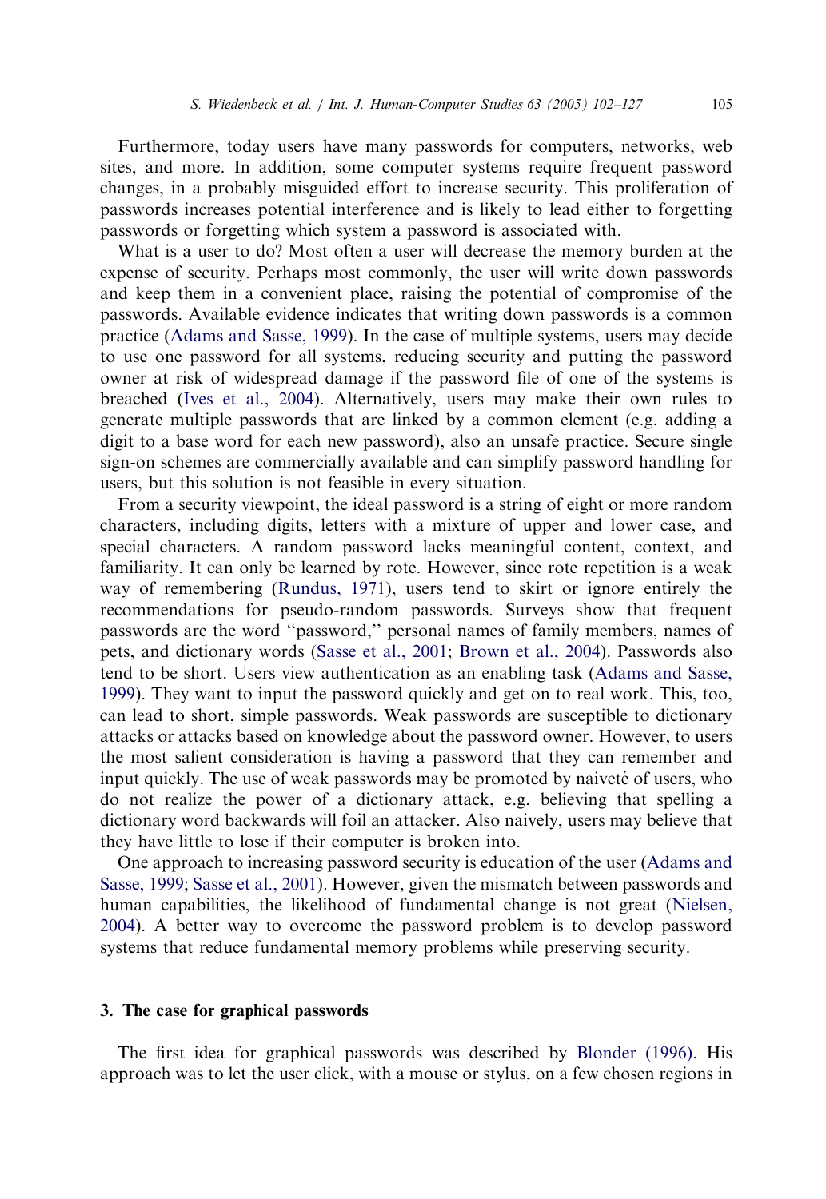Furthermore, today users have many passwords for computers, networks, web sites, and more. In addition, some computer systems require frequent password changes, in a probably misguided effort to increase security. This proliferation of passwords increases potential interference and is likely to lead either to forgetting passwords or forgetting which system a password is associated with.

What is a user to do? Most often a user will decrease the memory burden at the expense of security. Perhaps most commonly, the user will write down passwords and keep them in a convenient place, raising the potential of compromise of the passwords. Available evidence indicates that writing down passwords is a common practice (Adams and Sasse, 1999). In the case of multiple systems, users may decide to use one password for all systems, reducing security and putting the password owner at risk of widespread damage if the password file of one of the systems is breached (Ives et al., 2004). Alternatively, users may make their own rules to generate multiple passwords that are linked by a common element (e.g. adding a digit to a base word for each new password), also an unsafe practice. Secure single sign-on schemes are commercially available and can simplify password handling for users, but this solution is not feasible in every situation.

From a security viewpoint, the ideal password is a string of eight or more random characters, including digits, letters with a mixture of upper and lower case, and special characters. A random password lacks meaningful content, context, and familiarity. It can only be learned by rote. However, since rote repetition is a weak way of remembering (Rundus, 1971), users tend to skirt or ignore entirely the recommendations for pseudo-random passwords. Surveys show that frequent passwords are the word "password," personal names of family members, names of pets, and dictionary words (Sasse et al., 2001; Brown et al., 2004). Passwords also tend to be short. Users view authentication as an enabling task (Adams and Sasse, 1999). They want to input the password quickly and get on to real work. This, too, can lead to short, simple passwords. Weak passwords are susceptible to dictionary attacks or attacks based on knowledge about the password owner. However, to users the most salient consideration is having a password that they can remember and input quickly. The use of weak passwords may be promoted by naiveté of users, who do not realize the power of a dictionary attack, e.g. believing that spelling a dictionary word backwards will foil an attacker. Also naively, users may believe that they have little to lose if their computer is broken into.

One approach to increasing password security is education of the user (Adams and Sasse, 1999; Sasse et al., 2001). However, given the mismatch between passwords and human capabilities, the likelihood of fundamental change is not great (Nielsen, 2004). A better way to overcome the password problem is to develop password systems that reduce fundamental memory problems while preserving security.

## 3. The case for graphical passwords

The first idea for graphical passwords was described by Blonder (1996). His approach was to let the user click, with a mouse or stylus, on a few chosen regions in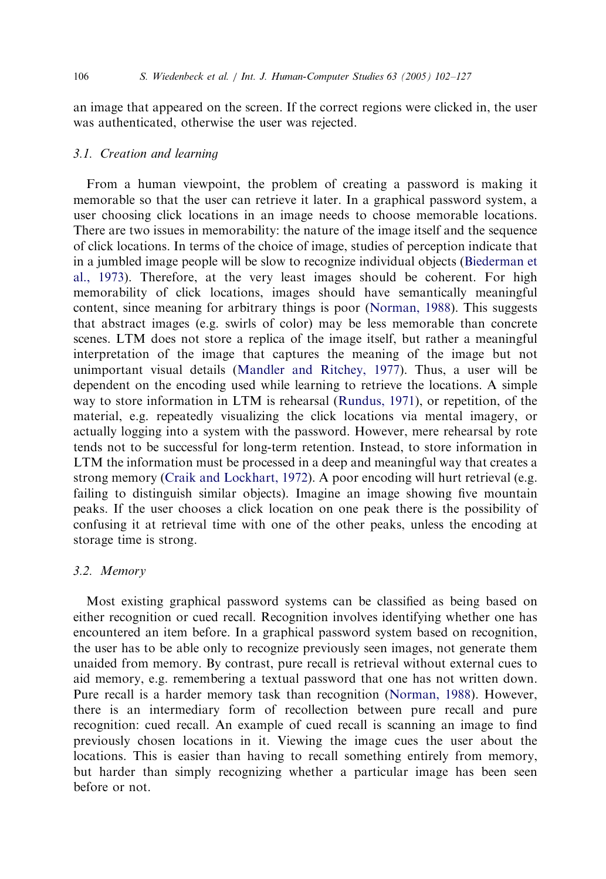an image that appeared on the screen. If the correct regions were clicked in, the user was authenticated, otherwise the user was rejected.

### 3.1. Creation and learning

From a human viewpoint, the problem of creating a password is making it memorable so that the user can retrieve it later. In a graphical password system, a user choosing click locations in an image needs to choose memorable locations. There are two issues in memorability: the nature of the image itself and the sequence of click locations. In terms of the choice of image, studies of perception indicate that in a jumbled image people will be slow to recognize individual objects (Biederman et al., 1973). Therefore, at the very least images should be coherent. For high memorability of click locations, images should have semantically meaningful content, since meaning for arbitrary things is poor (Norman, 1988). This suggests that abstract images (e.g. swirls of color) may be less memorable than concrete scenes. LTM does not store a replica of the image itself, but rather a meaningful interpretation of the image that captures the meaning of the image but not unimportant visual details (Mandler and Ritchey, 1977). Thus, a user will be dependent on the encoding used while learning to retrieve the locations. A simple way to store information in LTM is rehearsal (Rundus, 1971), or repetition, of the material, e.g. repeatedly visualizing the click locations via mental imagery, or actually logging into a system with the password. However, mere rehearsal by rote tends not to be successful for long-term retention. Instead, to store information in LTM the information must be processed in a deep and meaningful way that creates a strong memory (Craik and Lockhart, 1972). A poor encoding will hurt retrieval (e.g. failing to distinguish similar objects). Imagine an image showing five mountain peaks. If the user chooses a click location on one peak there is the possibility of confusing it at retrieval time with one of the other peaks, unless the encoding at storage time is strong.

### 3.2. Memory

Most existing graphical password systems can be classified as being based on either recognition or cued recall. Recognition involves identifying whether one has encountered an item before. In a graphical password system based on recognition, the user has to be able only to recognize previously seen images, not generate them unaided from memory. By contrast, pure recall is retrieval without external cues to aid memory, e.g. remembering a textual password that one has not written down. Pure recall is a harder memory task than recognition (Norman, 1988). However, there is an intermediary form of recollection between pure recall and pure recognition: cued recall. An example of cued recall is scanning an image to find previously chosen locations in it. Viewing the image cues the user about the locations. This is easier than having to recall something entirely from memory, but harder than simply recognizing whether a particular image has been seen before or not.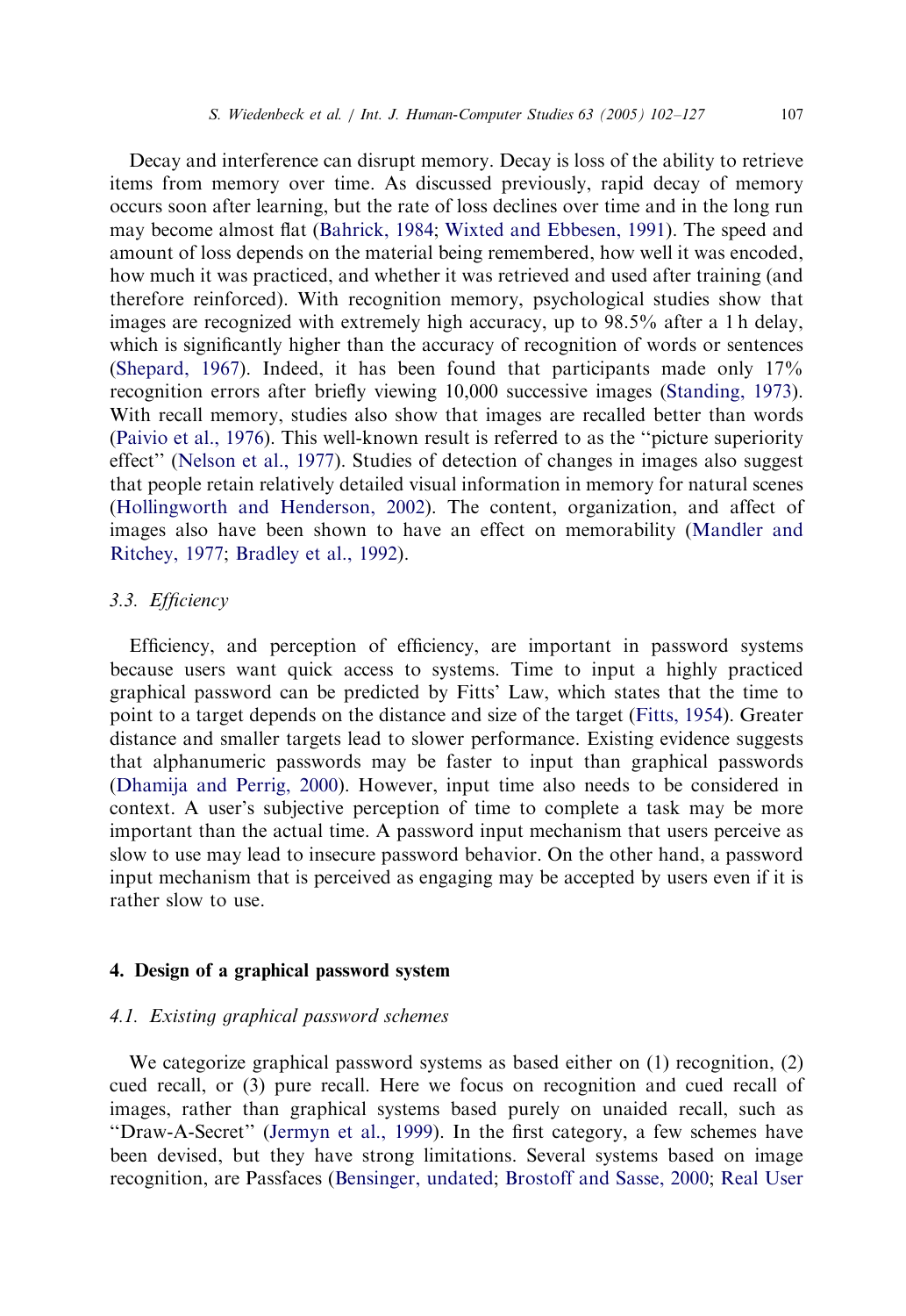Decay and interference can disrupt memory. Decay is loss of the ability to retrieve items from memory over time. As discussed previously, rapid decay of memory occurs soon after learning, but the rate of loss declines over time and in the long run may become almost flat (Bahrick, 1984; Wixted and Ebbesen, 1991). The speed and amount of loss depends on the material being remembered, how well it was encoded, how much it was practiced, and whether it was retrieved and used after training (and therefore reinforced). With recognition memory, psychological studies show that images are recognized with extremely high accuracy, up to 98.5% after a 1 h delay, which is significantly higher than the accuracy of recognition of words or sentences (Shepard, 1967). Indeed, it has been found that participants made only 17% recognition errors after briefly viewing 10,000 successive images (Standing, 1973). With recall memory, studies also show that images are recalled better than words (Paivio et al., 1976). This well-known result is referred to as the "picture superiority effect" (Nelson et al., 1977). Studies of detection of changes in images also suggest that people retain relatively detailed visual information in memory for natural scenes (Hollingworth and Henderson, 2002). The content, organization, and affect of images also have been shown to have an effect on memorability (Mandler and Ritchey, 1977; Bradley et al., 1992).

### 3.3. *Efficiency*

Efficiency, and perception of efficiency, are important in password systems because users want quick access to systems. Time to input a highly practiced graphical password can be predicted by Fitts' Law, which states that the time to point to a target depends on the distance and size of the target (Fitts, 1954). Greater distance and smaller targets lead to slower performance. Existing evidence suggests that alphanumeric passwords may be faster to input than graphical passwords (Dhamija and Perrig, 2000). However, input time also needs to be considered in context. A user's subjective perception of time to complete a task may be more important than the actual time. A password input mechanism that users perceive as slow to use may lead to insecure password behavior. On the other hand, a password input mechanism that is perceived as engaging may be accepted by users even if it is rather slow to use.

## 4. Design of a graphical password system

### 4.1. *Existing graphical password schemes*

We categorize graphical password systems as based either on (1) recognition, (2) cued recall, or (3) pure recall. Here we focus on recognition and cued recall of images, rather than graphical systems based purely on unaided recall, such as "Draw-A-Secret" (Jermyn et al., 1999). In the first category, a few schemes have been devised, but they have strong limitations. Several systems based on image recognition, are Passfaces (Bensinger, undated; Brostoff and Sasse, 2000; Real User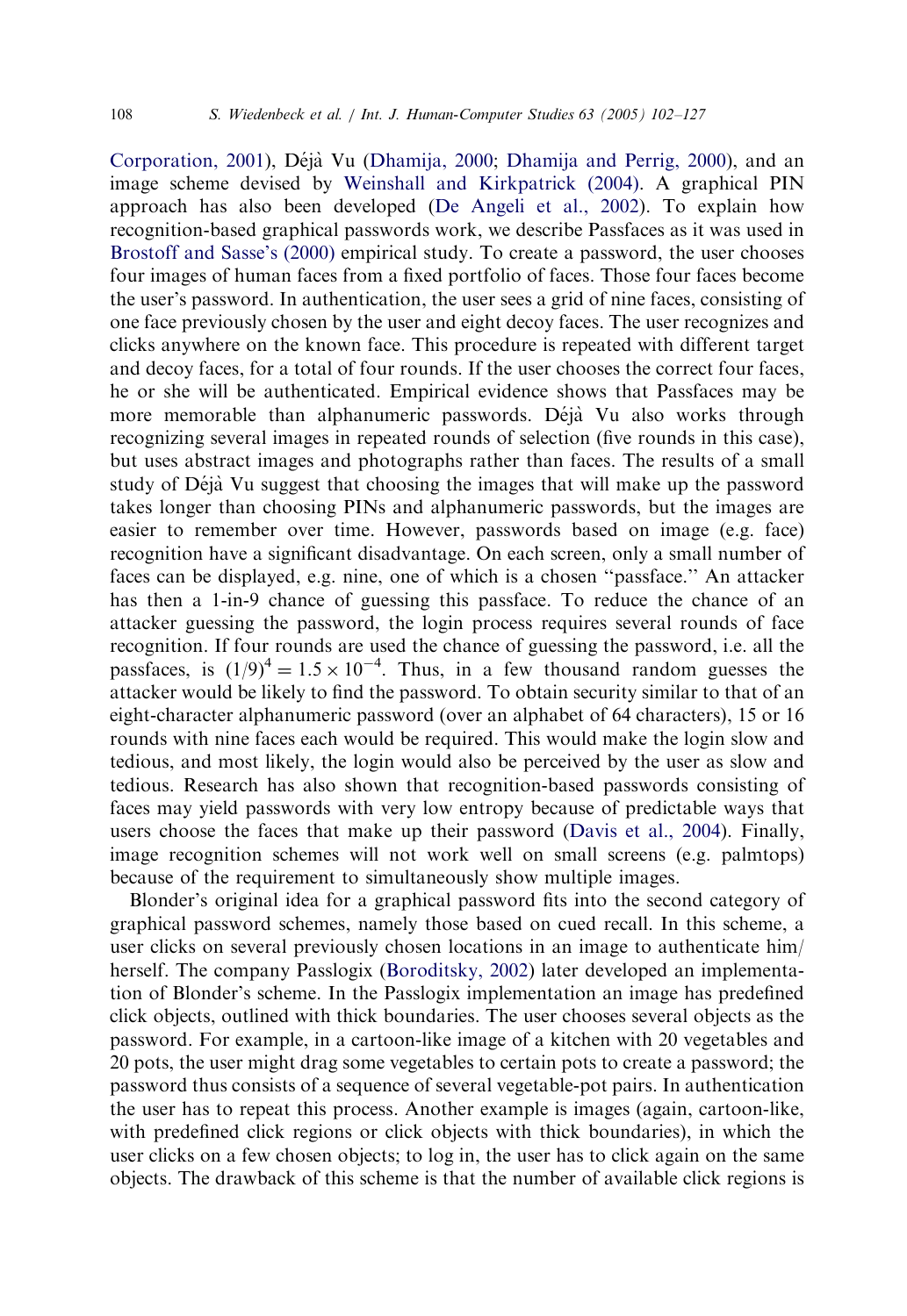Corporation, 2001), Déjà Vu (Dhamija, 2000; Dhamija and Perrig, 2000), and an image scheme devised by Weinshall and Kirkpatrick (2004). A graphical PIN approach has also been developed (De Angeli et al., 2002). To explain how recognition-based graphical passwords work, we describe Passfaces as it was used in Brostoff and Sasse's (2000) empirical study. To create a password, the user chooses four images of human faces from a fixed portfolio of faces. Those four faces become the user's password. In authentication, the user sees a grid of nine faces, consisting of one face previously chosen by the user and eight decoy faces. The user recognizes and clicks anywhere on the known face. This procedure is repeated with different target and decoy faces, for a total of four rounds. If the user chooses the correct four faces, he or she will be authenticated. Empirical evidence shows that Passfaces may be more memorable than alphanumeric passwords. Déjà Vu also works through recognizing several images in repeated rounds of selection (five rounds in this case), but uses abstract images and photographs rather than faces. The results of a small study of Déjà Vu suggest that choosing the images that will make up the password takes longer than choosing PINs and alphanumeric passwords, but the images are easier to remember over time. However, passwords based on image (e.g. face) recognition have a significant disadvantage. On each screen, only a small number of faces can be displayed, e.g. nine, one of which is a chosen "passface." An attacker has then a 1-in-9 chance of guessing this passface. To reduce the chance of an attacker guessing the password, the login process requires several rounds of face recognition. If four rounds are used the chance of guessing the password, i.e. all the passfaces, is $(1/9)^4 = 1.5 \times 10^{-4}$. Thus, in a few thousand random guesses the attacker would be likely to find the password. To obtain security similar to that of an eight-character alphanumeric password (over an alphabet of 64 characters), 15 or 16 rounds with nine faces each would be required. This would make the login slow and tedious, and most likely, the login would also be perceived by the user as slow and tedious. Research has also shown that recognition-based passwords consisting of faces may yield passwords with very low entropy because of predictable ways that users choose the faces that make up their password (Davis et al., 2004). Finally, image recognition schemes will not work well on small screens (e.g. palmtops) because of the requirement to simultaneously show multiple images.

Blonder's original idea for a graphical password fits into the second category of graphical password schemes, namely those based on cued recall. In this scheme, a user clicks on several previously chosen locations in an image to authenticate him/herself. The company Passlogix (Boroditsky, 2002) later developed an implementation of Blonder's scheme. In the Passlogix implementation an image has predefined click objects, outlined with thick boundaries. The user chooses several objects as the password. For example, in a cartoon-like image of a kitchen with 20 vegetables and 20 pots, the user might drag some vegetables to certain pots to create a password; the password thus consists of a sequence of several vegetable-pot pairs. In authentication the user has to repeat this process. Another example is images (again, cartoon-like, with predefined click regions or click objects with thick boundaries), in which the user clicks on a few chosen objects; to log in, the user has to click again on the same objects. The drawback of this scheme is that the number of available click regions is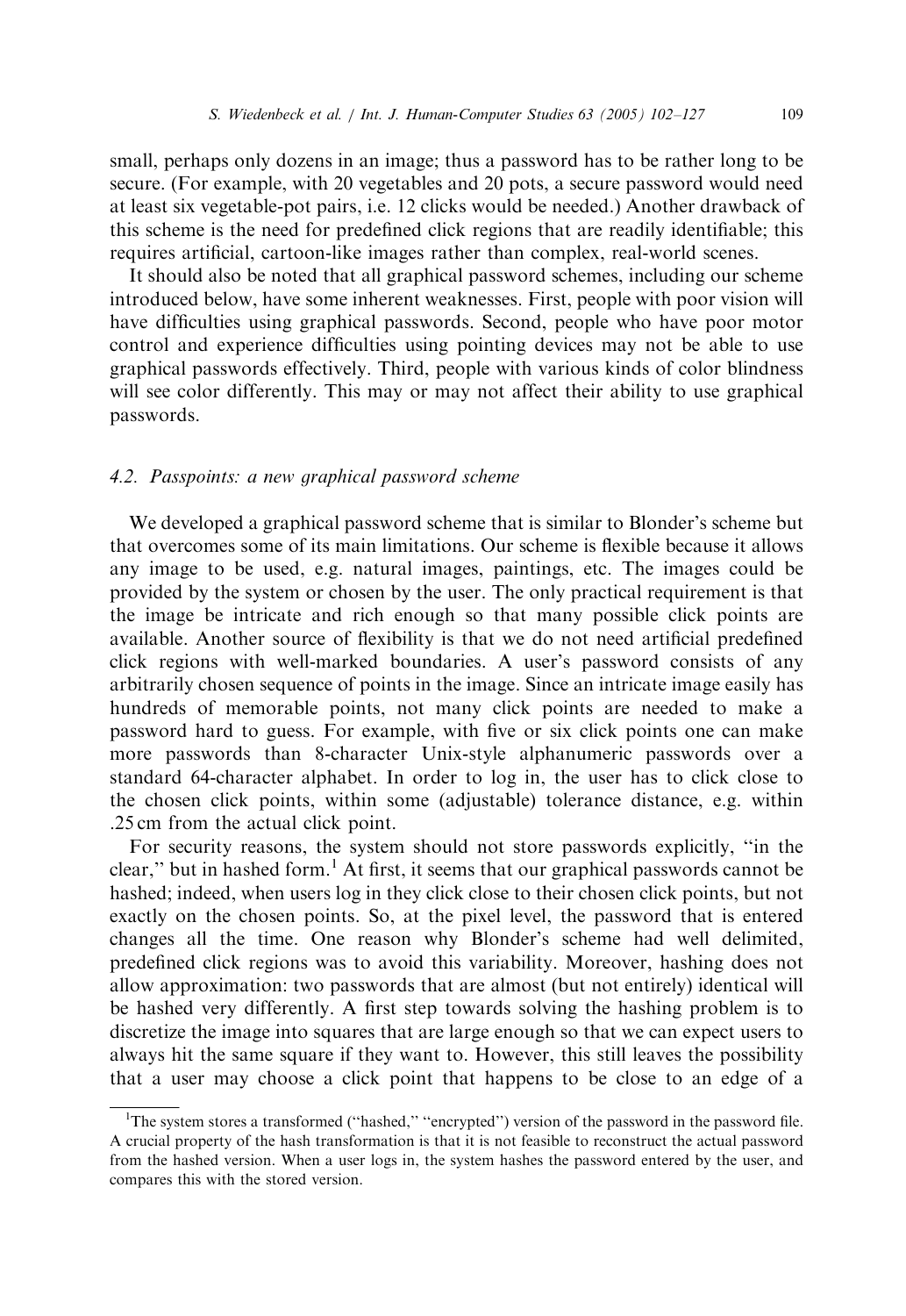small, perhaps only dozens in an image; thus a password has to be rather long to be secure. (For example, with 20 vegetables and 20 pots, a secure password would need at least six vegetable-pot pairs, i.e. 12 clicks would be needed.) Another drawback of this scheme is the need for predefined click regions that are readily identifiable; this requires artificial, cartoon-like images rather than complex, real-world scenes.

It should also be noted that all graphical password schemes, including our scheme introduced below, have some inherent weaknesses. First, people with poor vision will have difficulties using graphical passwords. Second, people who have poor motor control and experience difficulties using pointing devices may not be able to use graphical passwords effectively. Third, people with various kinds of color blindness will see color differently. This may or may not affect their ability to use graphical passwords.

### 4.2. *Passpoints: a new graphical password scheme*

We developed a graphical password scheme that is similar to Blonder's scheme but that overcomes some of its main limitations. Our scheme is flexible because it allows any image to be used, e.g. natural images, paintings, etc. The images could be provided by the system or chosen by the user. The only practical requirement is that the image be intricate and rich enough so that many possible click points are available. Another source of flexibility is that we do not need artificial predefined click regions with well-marked boundaries. A user's password consists of any arbitrarily chosen sequence of points in the image. Since an intricate image easily has hundreds of memorable points, not many click points are needed to make a password hard to guess. For example, with five or six click points one can make more passwords than 8-character Unix-style alphanumeric passwords over a standard 64-character alphabet. In order to log in, the user has to click close to the chosen click points, within some (adjustable) tolerance distance, e.g. within .25 cm from the actual click point.

For security reasons, the system should not store passwords explicitly, "in the clear," but in hashed form.[1] At first, it seems that our graphical passwords cannot be hashed; indeed, when users log in they click close to their chosen click points, but not exactly on the chosen points. So, at the pixel level, the password that is entered changes all the time. One reason why Blonder's scheme had well delimited, predefined click regions was to avoid this variability. Moreover, hashing does not allow approximation: two passwords that are almost (but not entirely) identical will be hashed very differently. A first step towards solving the hashing problem is to discretize the image into squares that are large enough so that we can expect users to always hit the same square if they want to. However, this still leaves the possibility that a user may choose a click point that happens to be close to an edge of a

[1] The system stores a transformed ("hashed," "encrypted") version of the password in the password file. A crucial property of the hash transformation is that it is not feasible to reconstruct the actual password from the hashed version. When a user logs in, the system hashes the password entered by the user, and compares this with the stored version.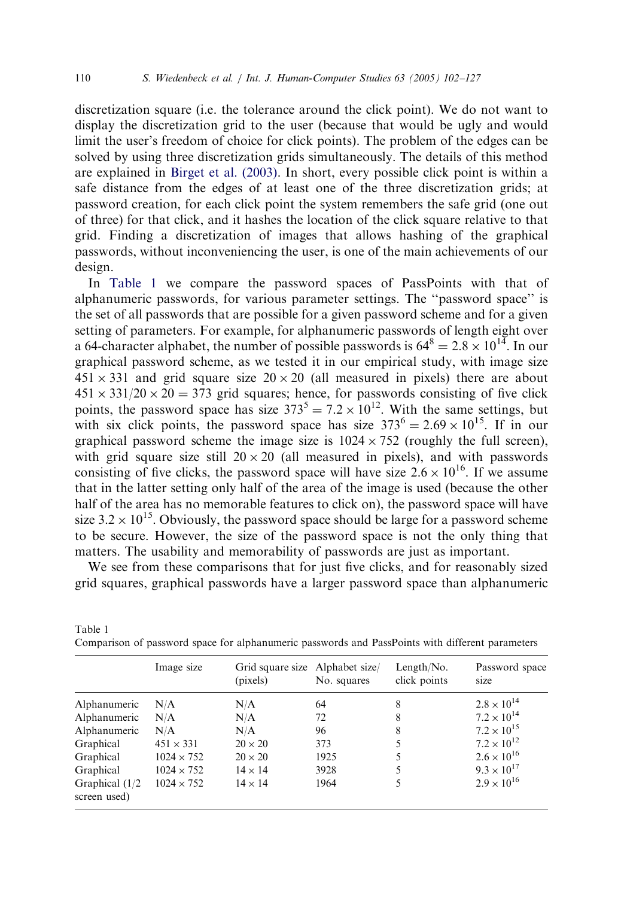discretization square (i.e. the tolerance around the click point). We do not want to display the discretization grid to the user (because that would be ugly and would limit the user's freedom of choice for click points). The problem of the edges can be solved by using three discretization grids simultaneously. The details of this method are explained in Birget et al. (2003). In short, every possible click point is within a safe distance from the edges of at least one of the three discretization grids; at password creation, for each click point the system remembers the safe grid (one out of three) for that click, and it hashes the location of the click square relative to that grid. Finding a discretization of images that allows hashing of the graphical passwords, without inconveniencing the user, is one of the main achievements of our design.

In Table 1 we compare the password spaces of PassPoints with that of alphanumeric passwords, for various parameter settings. The "password space" is the set of all passwords that are possible for a given password scheme and for a given setting of parameters. For example, for alphanumeric passwords of length eight over a 64-character alphabet, the number of possible passwords is $64^8 = 2.8 \times 10^{14}$. In our graphical password scheme, as we tested it in our empirical study, with image size $451 \times 331$ and grid square size $20 \times 20$ (all measured in pixels) there are about $451 \times 331/20 \times 20 = 373$ grid squares; hence, for passwords consisting of five click points, the password space has size $373^5 = 7.2 \times 10^{12}$. With the same settings, but with six click points, the password space has size $373^6 = 2.69 \times 10^{15}$. If in our graphical password scheme the image size is $1024 \times 752$ (roughly the full screen), with grid square size still $20 \times 20$ (all measured in pixels), and with passwords consisting of five clicks, the password space will have size $2.6 \times 10^{16}$. If we assume that in the latter setting only half of the area of the image is used (because the other half of the area has no memorable features to click on), the password space will have size $3.2 \times 10^{15}$. Obviously, the password space should be large for a password scheme to be secure. However, the size of the password space is not the only thing that matters. The usability and memorability of passwords are just as important.

We see from these comparisons that for just five clicks, and for reasonably sized grid squares, graphical passwords have a larger password space than alphanumeric

Table 1
Comparison of password space for alphanumeric passwords and PassPoints with different parameters

| | Image size | Grid square size (pixels) | Alphabet size/ No. squares | Length/No. click points | Password space size |
|---|---|---|---|---|---|
| Alphanumeric | N/A | N/A | 64 | 8 | $2.8 \times 10^{14}$ |
| Alphanumeric | N/A | N/A | 72 | 8 | $7.2 \times 10^{14}$ |
| Alphanumeric | N/A | N/A | 96 | 8 | $7.2 \times 10^{15}$ |
| Graphical | $451 \times 331$ | $20 \times 20$ | 373 | 5 | $7.2 \times 10^{12}$ |
| Graphical | $1024 \times 752$ | $20 \times 20$ | 1925 | 5 | $2.6 \times 10^{16}$ |
| Graphical | $1024 \times 752$ | $14 \times 14$ | 3928 | 5 | $9.3 \times 10^{17}$ |
| Graphical (1/2 screen used) | $1024 \times 752$ | $14 \times 14$ | 1964 | 5 | $2.9 \times 10^{16}$ |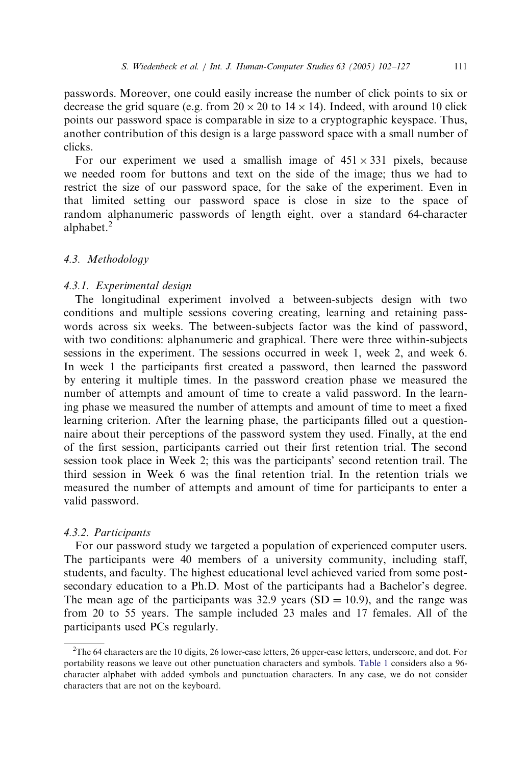passwords. Moreover, one could easily increase the number of click points to six or decrease the grid square (e.g. from $20 \times 20$ to $14 \times 14$). Indeed, with around 10 click points our password space is comparable in size to a cryptographic keyspace. Thus, another contribution of this design is a large password space with a small number of clicks.

For our experiment we used a smallish image of $451 \times 331$ pixels, because we needed room for buttons and text on the side of the image; thus we had to restrict the size of our password space, for the sake of the experiment. Even in that limited setting our password space is close in size to the space of random alphanumeric passwords of length eight, over a standard 64-character alphabet.[2]

### 4.3. Methodology

#### 4.3.1. Experimental design

The longitudinal experiment involved a between-subjects design with two conditions and multiple sessions covering creating, learning and retaining passwords across six weeks. The between-subjects factor was the kind of password, with two conditions: alphanumeric and graphical. There were three within-subjects sessions in the experiment. The sessions occurred in week 1, week 2, and week 6. In week 1 the participants first created a password, then learned the password by entering it multiple times. In the password creation phase we measured the number of attempts and amount of time to create a valid password. In the learning phase we measured the number of attempts and amount of time to meet a fixed learning criterion. After the learning phase, the participants filled out a questionnaire about their perceptions of the password system they used. Finally, at the end of the first session, participants carried out their first retention trial. The second session took place in Week 2; this was the participants' second retention trail. The third session in Week 6 was the final retention trial. In the retention trials we measured the number of attempts and amount of time for participants to enter a valid password.

#### 4.3.2. Participants

For our password study we targeted a population of experienced computer users. The participants were 40 members of a university community, including staff, students, and faculty. The highest educational level achieved varied from some post-secondary education to a Ph.D. Most of the participants had a Bachelor's degree. The mean age of the participants was 32.9 years ($SD = 10.9$), and the range was from 20 to 55 years. The sample included 23 males and 17 females. All of the participants used PCs regularly.

---

[2] The 64 characters are the 10 digits, 26 lower-case letters, 26 upper-case letters, underscore, and dot. For portability reasons we leave out other punctuation characters and symbols. Table 1 considers also a 96-character alphabet with added symbols and punctuation characters. In any case, we do not consider characters that are not on the keyboard.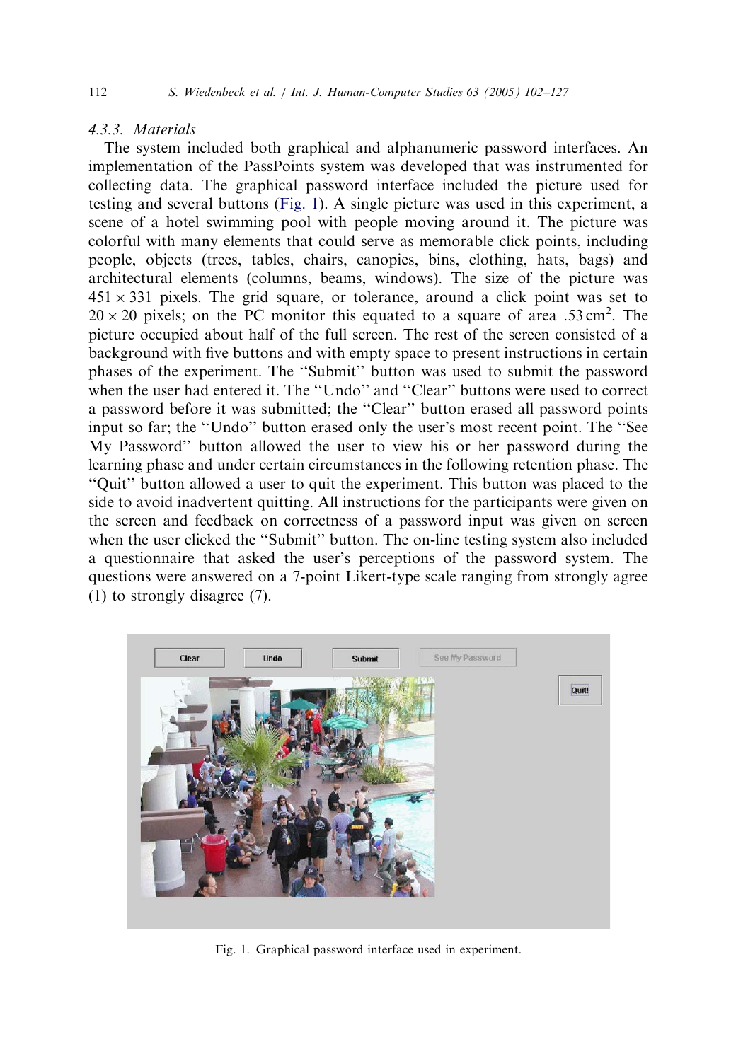#### 4.3.3. Materials

The system included both graphical and alphanumeric password interfaces. An implementation of the PassPoints system was developed that was instrumented for collecting data. The graphical password interface included the picture used for testing and several buttons (Fig. 1). A single picture was used in this experiment, a scene of a hotel swimming pool with people moving around it. The picture was colorful with many elements that could serve as memorable click points, including people, objects (trees, tables, chairs, canopies, bins, clothing, hats, bags) and architectural elements (columns, beams, windows). The size of the picture was $451 \times 331$ pixels. The grid square, or tolerance, around a click point was set to $20 \times 20$ pixels; on the PC monitor this equated to a square of area $.53\,\text{cm}^2$. The picture occupied about half of the full screen. The rest of the screen consisted of a background with five buttons and with empty space to present instructions in certain phases of the experiment. The "Submit" button was used to submit the password when the user had entered it. The "Undo" and "Clear" buttons were used to correct a password before it was submitted; the "Clear" button erased all password points input so far; the "Undo" button erased only the user's most recent point. The "See My Password" button allowed the user to view his or her password during the learning phase and under certain circumstances in the following retention phase. The "Quit" button allowed a user to quit the experiment. This button was placed to the side to avoid inadvertent quitting. All instructions for the participants were given on the screen and feedback on correctness of a password input was given on screen when the user clicked the "Submit" button. The on-line testing system also included a questionnaire that asked the user's perceptions of the password system. The questions were answered on a 7-point Likert-type scale ranging from strongly agree (1) to strongly disagree (7).

Fig. 1. Graphical password interface used in experiment.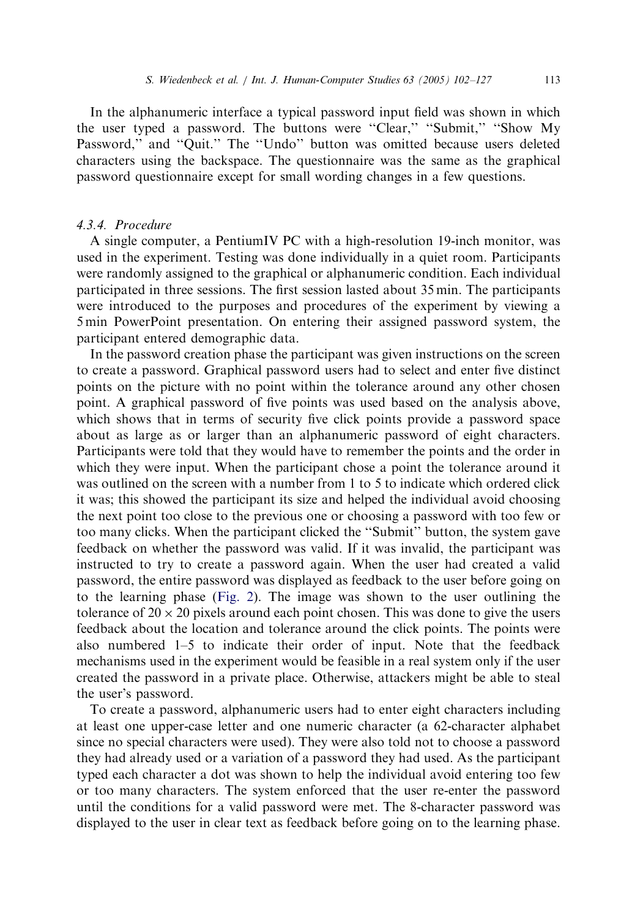In the alphanumeric interface a typical password input field was shown in which the user typed a password. The buttons were "Clear," "Submit," "Show My Password," and "Quit." The "Undo" button was omitted because users deleted characters using the backspace. The questionnaire was the same as the graphical password questionnaire except for small wording changes in a few questions.

#### *4.3.4. Procedure*

A single computer, a PentiumIV PC with a high-resolution 19-inch monitor, was used in the experiment. Testing was done individually in a quiet room. Participants were randomly assigned to the graphical or alphanumeric condition. Each individual participated in three sessions. The first session lasted about 35 min. The participants were introduced to the purposes and procedures of the experiment by viewing a 5 min PowerPoint presentation. On entering their assigned password system, the participant entered demographic data.

In the password creation phase the participant was given instructions on the screen to create a password. Graphical password users had to select and enter five distinct points on the picture with no point within the tolerance around any other chosen point. A graphical password of five points was used based on the analysis above, which shows that in terms of security five click points provide a password space about as large as or larger than an alphanumeric password of eight characters. Participants were told that they would have to remember the points and the order in which they were input. When the participant chose a point the tolerance around it was outlined on the screen with a number from 1 to 5 to indicate which ordered click it was; this showed the participant its size and helped the individual avoid choosing the next point too close to the previous one or choosing a password with too few or too many clicks. When the participant clicked the "Submit" button, the system gave feedback on whether the password was valid. If it was invalid, the participant was instructed to try to create a password again. When the user had created a valid password, the entire password was displayed as feedback to the user before going on to the learning phase (Fig. 2). The image was shown to the user outlining the tolerance of $20 \times 20$ pixels around each point chosen. This was done to give the users feedback about the location and tolerance around the click points. The points were also numbered 1–5 to indicate their order of input. Note that the feedback mechanisms used in the experiment would be feasible in a real system only if the user created the password in a private place. Otherwise, attackers might be able to steal the user's password.

To create a password, alphanumeric users had to enter eight characters including at least one upper-case letter and one numeric character (a 62-character alphabet since no special characters were used). They were also told not to choose a password they had already used or a variation of a password they had used. As the participant typed each character a dot was shown to help the individual avoid entering too few or too many characters. The system enforced that the user re-enter the password until the conditions for a valid password were met. The 8-character password was displayed to the user in clear text as feedback before going on to the learning phase.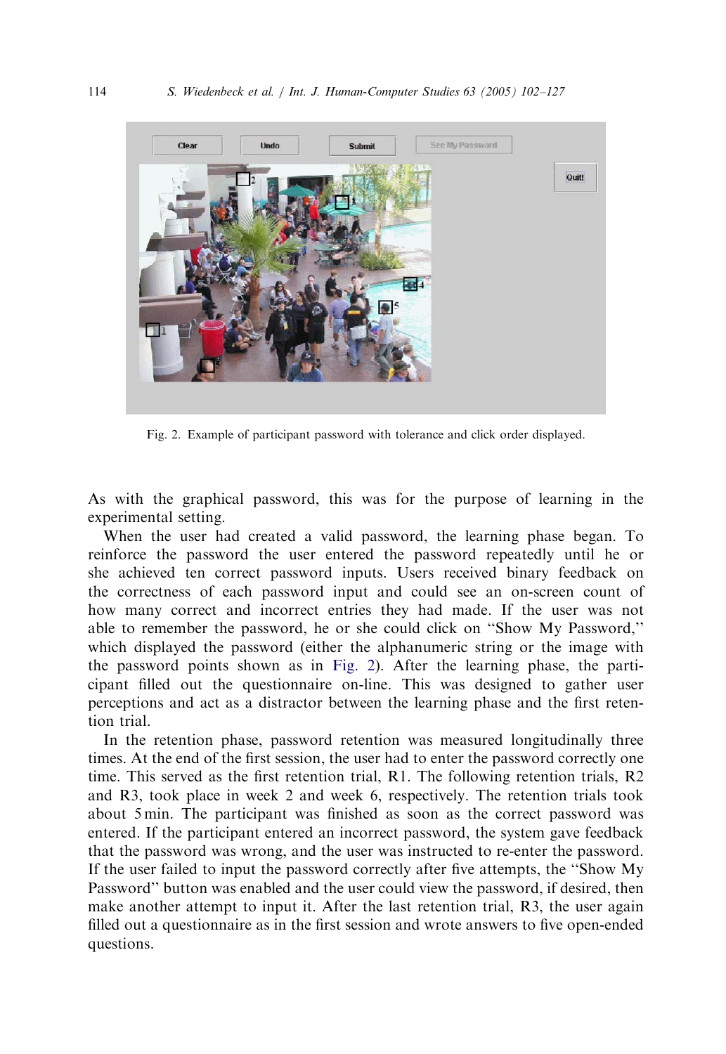Fig. 2. Example of participant password with tolerance and click order displayed.

As with the graphical password, this was for the purpose of learning in the experimental setting.

When the user had created a valid password, the learning phase began. To reinforce the password the user entered the password repeatedly until he or she achieved ten correct password inputs. Users received binary feedback on the correctness of each password input and could see an on-screen count of how many correct and incorrect entries they had made. If the user was not able to remember the password, he or she could click on "Show My Password," which displayed the password (either the alphanumeric string or the image with the password points shown as in Fig. 2). After the learning phase, the participant filled out the questionnaire on-line. This was designed to gather user perceptions and act as a distractor between the learning phase and the first retention trial.

In the retention phase, password retention was measured longitudinally three times. At the end of the first session, the user had to enter the password correctly one time. This served as the first retention trial, R1. The following retention trials, R2 and R3, took place in week 2 and week 6, respectively. The retention trials took about 5 min. The participant was finished as soon as the correct password was entered. If the participant entered an incorrect password, the system gave feedback that the password was wrong, and the user was instructed to re-enter the password. If the user failed to input the password correctly after five attempts, the "Show My Password" button was enabled and the user could view the password, if desired, then make another attempt to input it. After the last retention trial, R3, the user again filled out a questionnaire as in the first session and wrote answers to five open-ended questions.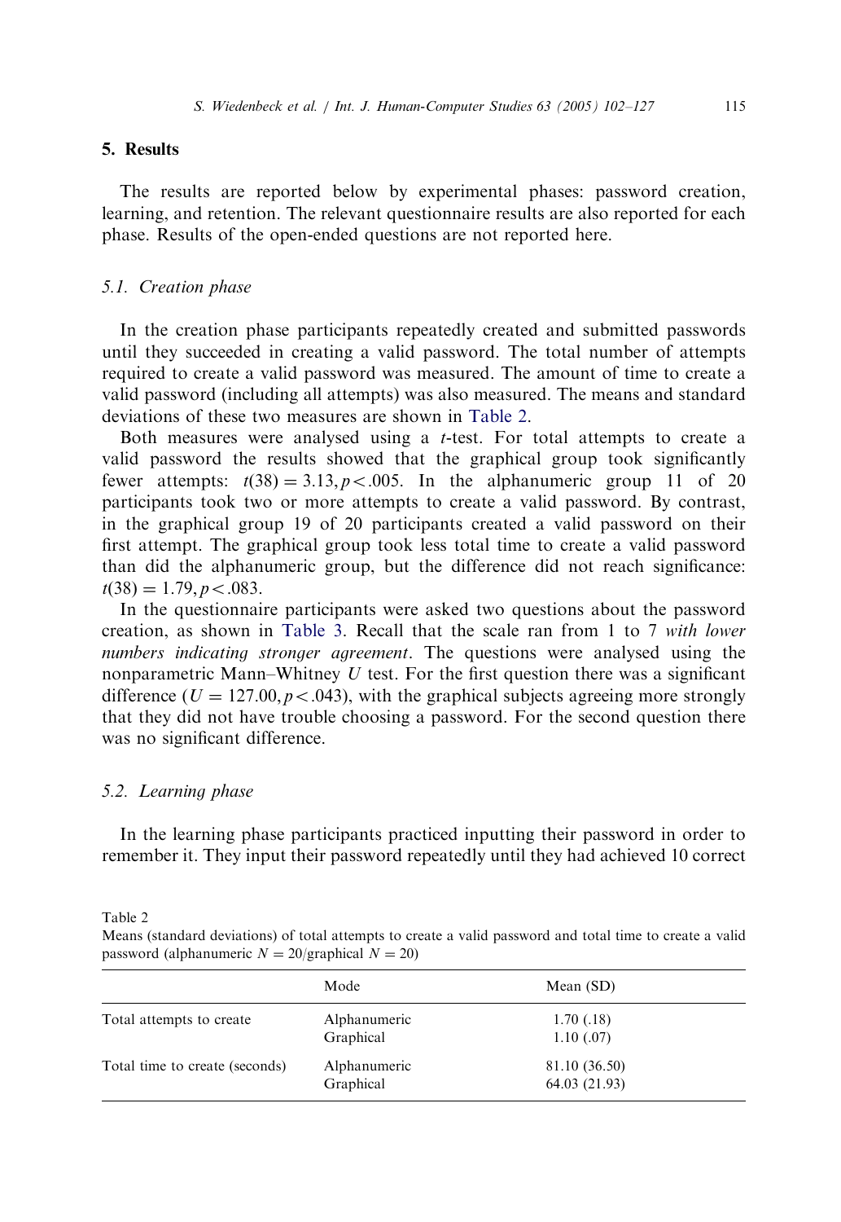## 5. Results

The results are reported below by experimental phases: password creation, learning, and retention. The relevant questionnaire results are also reported for each phase. Results of the open-ended questions are not reported here.

### 5.1. Creation phase

In the creation phase participants repeatedly created and submitted passwords until they succeeded in creating a valid password. The total number of attempts required to create a valid password was measured. The amount of time to create a valid password (including all attempts) was also measured. The means and standard deviations of these two measures are shown in Table 2.

Both measures were analysed using a *t*-test. For total attempts to create a valid password the results showed that the graphical group took significantly fewer attempts: $t(38) = 3.13, p < .005$. In the alphanumeric group 11 of 20 participants took two or more attempts to create a valid password. By contrast, in the graphical group 19 of 20 participants created a valid password on their first attempt. The graphical group took less total time to create a valid password than did the alphanumeric group, but the difference did not reach significance: $t(38) = 1.79, p < .083$.

In the questionnaire participants were asked two questions about the password creation, as shown in Table 3. Recall that the scale ran from 1 to 7 *with lower numbers indicating stronger agreement*. The questions were analysed using the nonparametric Mann–Whitney $U$ test. For the first question there was a significant difference ($U = 127.00, p < .043$), with the graphical subjects agreeing more strongly that they did not have trouble choosing a password. For the second question there was no significant difference.

### 5.2. Learning phase

In the learning phase participants practiced inputting their password in order to remember it. They input their password repeatedly until they had achieved 10 correct

Table 2
Means (standard deviations) of total attempts to create a valid password and total time to create a valid password (alphanumeric $N = 20$/graphical $N = 20$)

| | Mode | Mean (SD) |
|---|---|---|
| Total attempts to create | Alphanumeric | 1.70 (.18) |
| | Graphical | 1.10 (.07) |
| Total time to create (seconds) | Alphanumeric | 81.10 (36.50) |
| | Graphical | 64.03 (21.93) |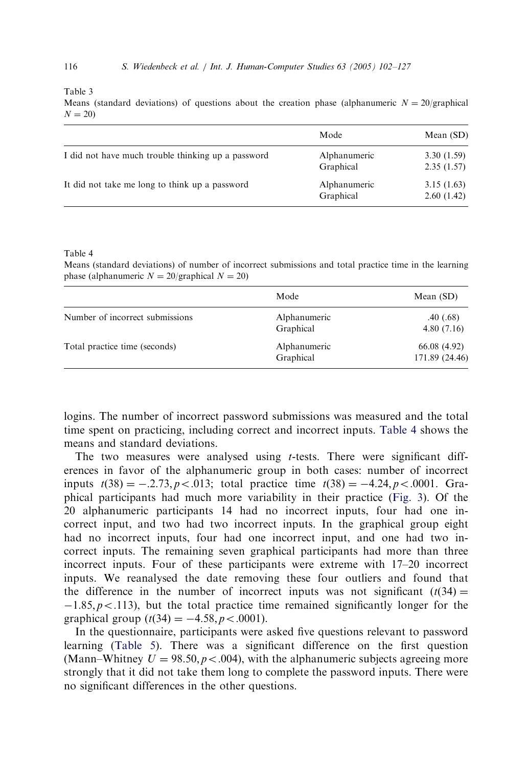Table 3
Means (standard deviations) of questions about the creation phase (alphanumeric $N = 20$/graphical $N = 20$)

| | Mode | Mean (SD) |
|---|---|---|
| I did not have much trouble thinking up a password | Alphanumeric | 3.30 (1.59) |
| | Graphical | 2.35 (1.57) |
| It did not take me long to think up a password | Alphanumeric | 3.15 (1.63) |
| | Graphical | 2.60 (1.42) |

Table 4
Means (standard deviations) of number of incorrect submissions and total practice time in the learning phase (alphanumeric $N = 20$/graphical $N = 20$)

| | Mode | Mean (SD) |
|---|---|---|
| Number of incorrect submissions | Alphanumeric | .40 (.68) |
| | Graphical | 4.80 (7.16) |
| Total practice time (seconds) | Alphanumeric | 66.08 (4.92) |
| | Graphical | 171.89 (24.46) |

logins. The number of incorrect password submissions was measured and the total time spent on practicing, including correct and incorrect inputs. Table 4 shows the means and standard deviations.

The two measures were analysed using $t$-tests. There were significant differences in favor of the alphanumeric group in both cases: number of incorrect inputs $t(38) = -.2.73, p < .013$; total practice time $t(38) = -4.24, p < .0001$. Graphical participants had much more variability in their practice (Fig. 3). Of the 20 alphanumeric participants 14 had no incorrect inputs, four had one incorrect input, and two had two incorrect inputs. In the graphical group eight had no incorrect inputs, four had one incorrect input, and one had two incorrect inputs. The remaining seven graphical participants had more than three incorrect inputs. Four of these participants were extreme with 17–20 incorrect inputs. We reanalysed the date removing these four outliers and found that the difference in the number of incorrect inputs was not significant ($t(34) = -1.85, p < .113$), but the total practice time remained significantly longer for the graphical group ($t(34) = -4.58, p < .0001$).

In the questionnaire, participants were asked five questions relevant to password learning (Table 5). There was a significant difference on the first question (Mann–Whitney $U = 98.50, p < .004$), with the alphanumeric subjects agreeing more strongly that it did not take them long to complete the password inputs. There were no significant differences in the other questions.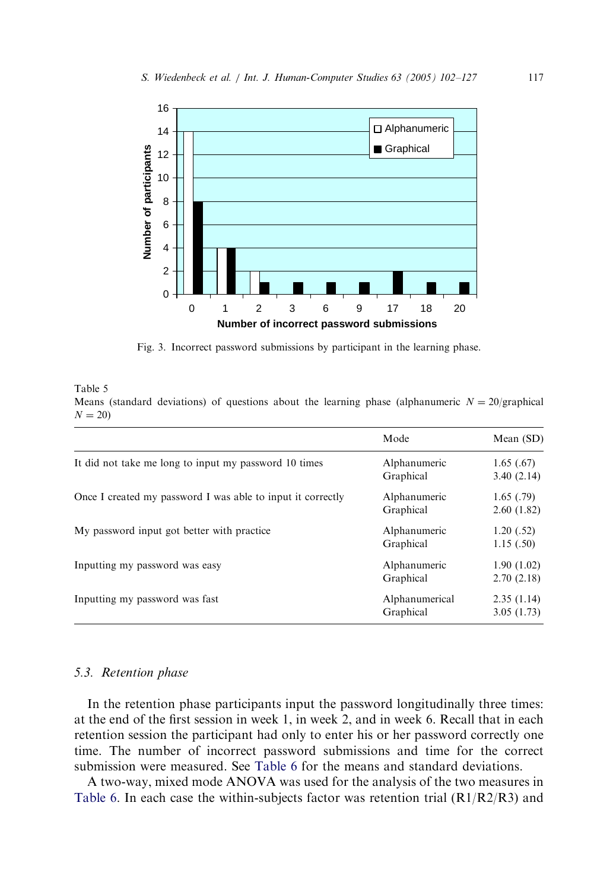Fig. 3. Incorrect password submissions by participant in the learning phase.

Table 5
Means (standard deviations) of questions about the learning phase (alphanumeric $N = 20$/graphical $N = 20$)

| | Mode | Mean (SD) |
|---|---|---|
| It did not take me long to input my password 10 times | Alphanumeric | 1.65 (.67) |
| | Graphical | 3.40 (2.14) |
| Once I created my password I was able to input it correctly | Alphanumeric | 1.65 (.79) |
| | Graphical | 2.60 (1.82) |
| My password input got better with practice | Alphanumeric | 1.20 (.52) |
| | Graphical | 1.15 (.50) |
| Inputting my password was easy | Alphanumeric | 1.90 (1.02) |
| | Graphical | 2.70 (2.18) |
| Inputting my password was fast | Alphanumerical | 2.35 (1.14) |
| | Graphical | 3.05 (1.73) |

### 5.3. *Retention phase*

In the retention phase participants input the password longitudinally three times: at the end of the first session in week 1, in week 2, and in week 6. Recall that in each retention session the participant had only to enter his or her password correctly one time. The number of incorrect password submissions and time for the correct submission were measured. See Table 6 for the means and standard deviations.

A two-way, mixed mode ANOVA was used for the analysis of the two measures in Table 6. In each case the within-subjects factor was retention trial (R1/R2/R3) and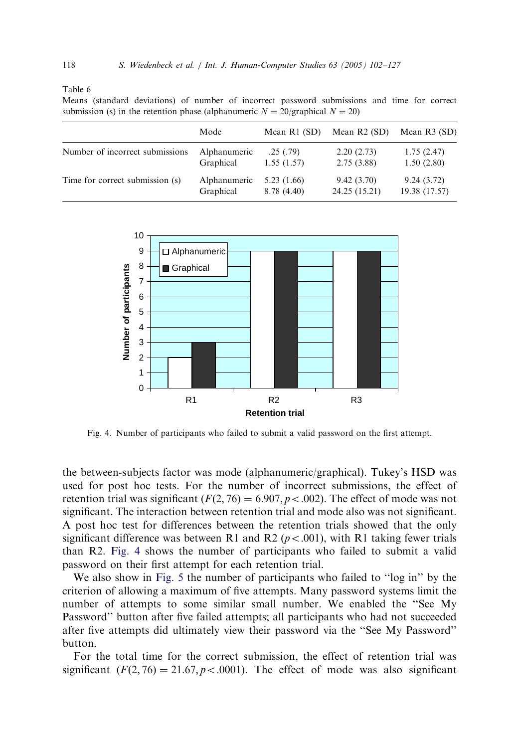Table 6

Means (standard deviations) of number of incorrect password submissions and time for correct submission (s) in the retention phase (alphanumeric $N = 20$/graphical $N = 20$)

| | Mode | Mean R1 (SD) | Mean R2 (SD) | Mean R3 (SD) |
|---|---|---|---|---|
| Number of incorrect submissions | Alphanumeric | .25 (.79) | 2.20 (2.73) | 1.75 (2.47) |
| | Graphical | 1.55 (1.57) | 2.75 (3.88) | 1.50 (2.80) |
| Time for correct submission (s) | Alphanumeric | 5.23 (1.66) | 9.42 (3.70) | 9.24 (3.72) |
| | Graphical | 8.78 (4.40) | 24.25 (15.21) | 19.38 (17.57) |

Fig. 4. Number of participants who failed to submit a valid password on the first attempt.

the between-subjects factor was mode (alphanumeric/graphical). Tukey's HSD was used for post hoc tests. For the number of incorrect submissions, the effect of retention trial was significant ($F(2, 76) = 6.907, p < .002$). The effect of mode was not significant. The interaction between retention trial and mode also was not significant. A post hoc test for differences between the retention trials showed that the only significant difference was between R1 and R2 ($p < .001$), with R1 taking fewer trials than R2. Fig. 4 shows the number of participants who failed to submit a valid password on their first attempt for each retention trial.

We also show in Fig. 5 the number of participants who failed to "log in" by the criterion of allowing a maximum of five attempts. Many password systems limit the number of attempts to some similar small number. We enabled the "See My Password" button after five failed attempts; all participants who had not succeeded after five attempts did ultimately view their password via the "See My Password" button.

For the total time for the correct submission, the effect of retention trial was significant ($F(2, 76) = 21.67, p < .0001$). The effect of mode was also significant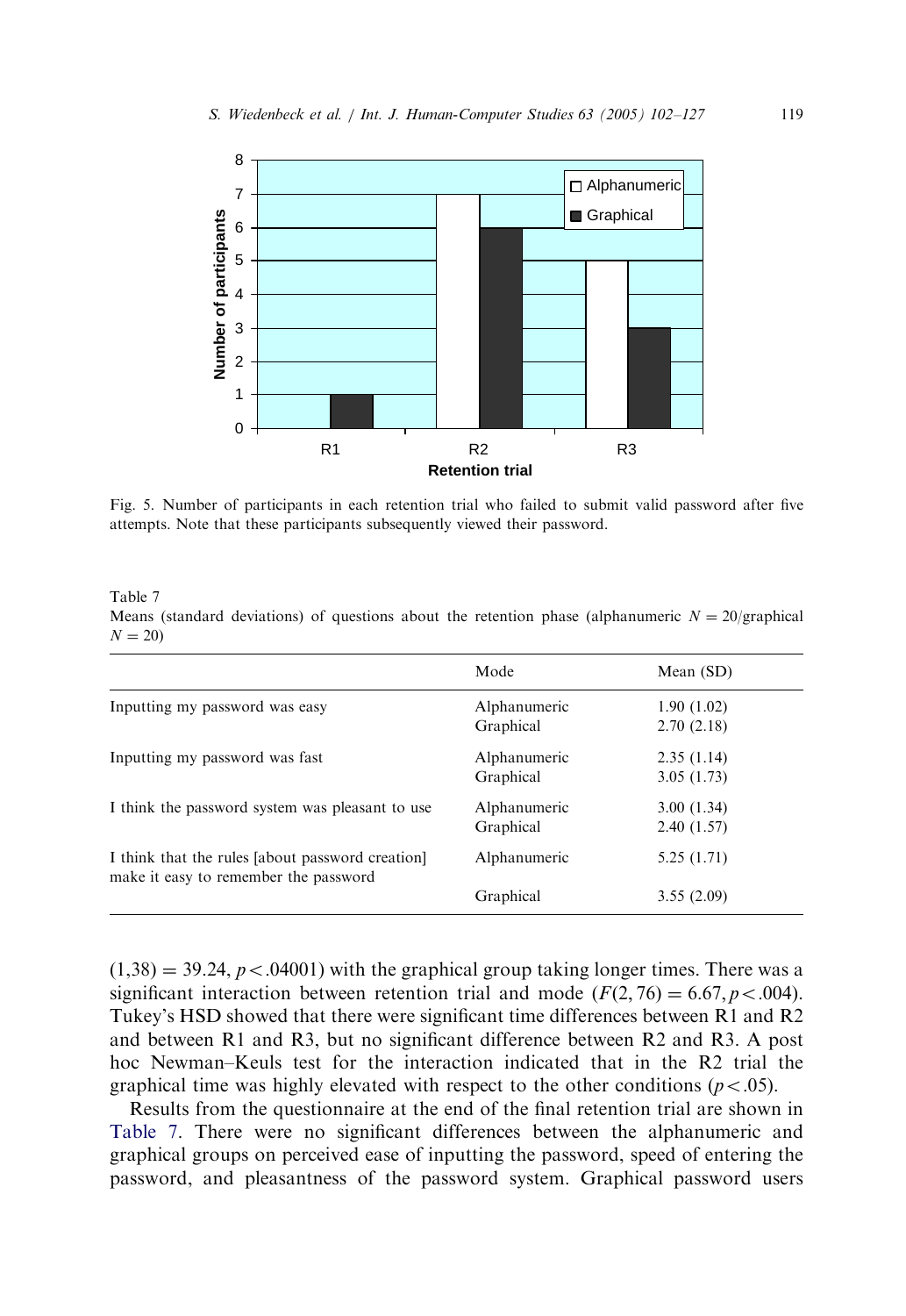Fig. 5. Number of participants in each retention trial who failed to submit valid password after five attempts. Note that these participants subsequently viewed their password.

Table 7
Means (standard deviations) of questions about the retention phase (alphanumeric $N = 20$/graphical $N = 20$)

| | Mode | Mean (SD) |
|---|---|---|
| Inputting my password was easy | Alphanumeric | 1.90 (1.02) |
| | Graphical | 2.70 (2.18) |
| Inputting my password was fast | Alphanumeric | 2.35 (1.14) |
| | Graphical | 3.05 (1.73) |
| I think the password system was pleasant to use | Alphanumeric | 3.00 (1.34) |
| | Graphical | 2.40 (1.57) |
| I think that the rules [about password creation] make it easy to remember the password | Alphanumeric | 5.25 (1.71) |
| | Graphical | 3.55 (2.09) |

$(1,38) = 39.24, p < .04001)$ with the graphical group taking longer times. There was a significant interaction between retention trial and mode $(F(2,76) = 6.67, p < .004)$. Tukey's HSD showed that there were significant time differences between R1 and R2 and between R1 and R3, but no significant difference between R2 and R3. A post hoc Newman–Keuls test for the interaction indicated that in the R2 trial the graphical time was highly elevated with respect to the other conditions $(p < .05)$.

Results from the questionnaire at the end of the final retention trial are shown in Table 7. There were no significant differences between the alphanumeric and graphical groups on perceived ease of inputting the password, speed of entering the password, and pleasantness of the password system. Graphical password users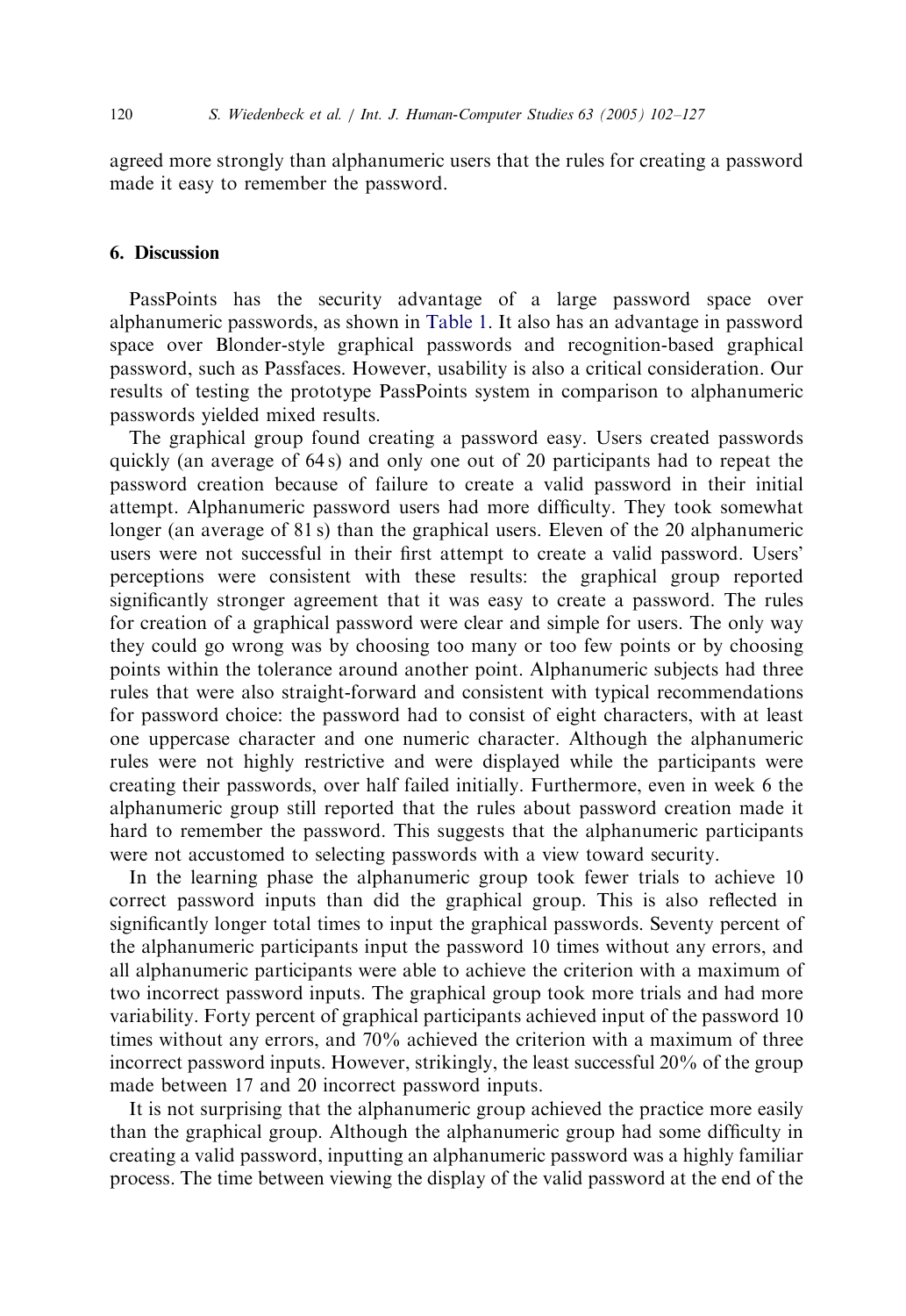agreed more strongly than alphanumeric users that the rules for creating a password made it easy to remember the password.

## 6. Discussion

PassPoints has the security advantage of a large password space over alphanumeric passwords, as shown in Table 1. It also has an advantage in password space over Blonder-style graphical passwords and recognition-based graphical password, such as Passfaces. However, usability is also a critical consideration. Our results of testing the prototype PassPoints system in comparison to alphanumeric passwords yielded mixed results.

The graphical group found creating a password easy. Users created passwords quickly (an average of 64 s) and only one out of 20 participants had to repeat the password creation because of failure to create a valid password in their initial attempt. Alphanumeric password users had more difficulty. They took somewhat longer (an average of 81 s) than the graphical users. Eleven of the 20 alphanumeric users were not successful in their first attempt to create a valid password. Users' perceptions were consistent with these results: the graphical group reported significantly stronger agreement that it was easy to create a password. The rules for creation of a graphical password were clear and simple for users. The only way they could go wrong was by choosing too many or too few points or by choosing points within the tolerance around another point. Alphanumeric subjects had three rules that were also straight-forward and consistent with typical recommendations for password choice: the password had to consist of eight characters, with at least one uppercase character and one numeric character. Although the alphanumeric rules were not highly restrictive and were displayed while the participants were creating their passwords, over half failed initially. Furthermore, even in week 6 the alphanumeric group still reported that the rules about password creation made it hard to remember the password. This suggests that the alphanumeric participants were not accustomed to selecting passwords with a view toward security.

In the learning phase the alphanumeric group took fewer trials to achieve 10 correct password inputs than did the graphical group. This is also reflected in significantly longer total times to input the graphical passwords. Seventy percent of the alphanumeric participants input the password 10 times without any errors, and all alphanumeric participants were able to achieve the criterion with a maximum of two incorrect password inputs. The graphical group took more trials and had more variability. Forty percent of graphical participants achieved input of the password 10 times without any errors, and 70% achieved the criterion with a maximum of three incorrect password inputs. However, strikingly, the least successful 20% of the group made between 17 and 20 incorrect password inputs.

It is not surprising that the alphanumeric group achieved the practice more easily than the graphical group. Although the alphanumeric group had some difficulty in creating a valid password, inputting an alphanumeric password was a highly familiar process. The time between viewing the display of the valid password at the end of the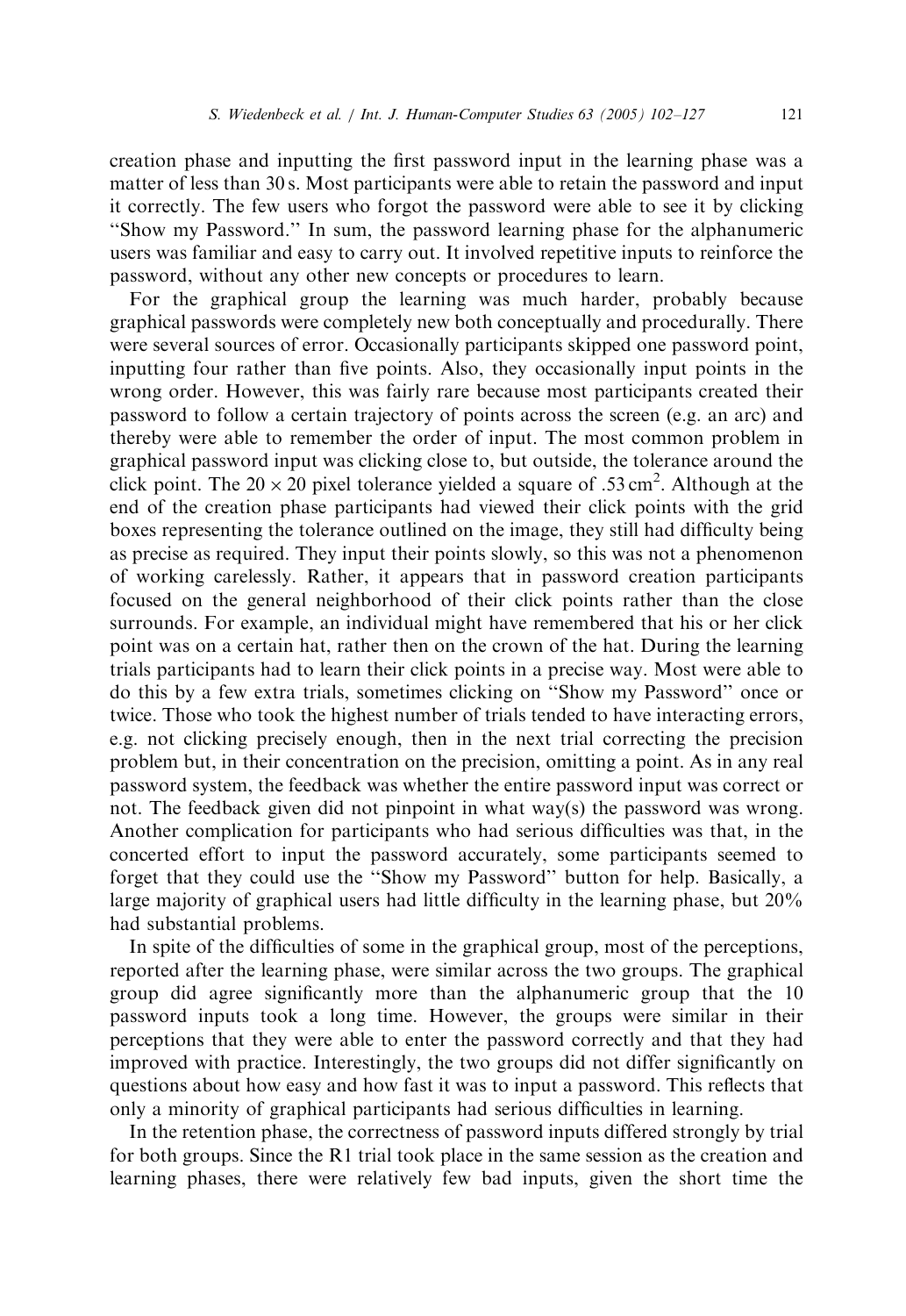creation phase and inputting the first password input in the learning phase was a matter of less than 30 s. Most participants were able to retain the password and input it correctly. The few users who forgot the password were able to see it by clicking "Show my Password." In sum, the password learning phase for the alphanumeric users was familiar and easy to carry out. It involved repetitive inputs to reinforce the password, without any other new concepts or procedures to learn.

For the graphical group the learning was much harder, probably because graphical passwords were completely new both conceptually and procedurally. There were several sources of error. Occasionally participants skipped one password point, inputting four rather than five points. Also, they occasionally input points in the wrong order. However, this was fairly rare because most participants created their password to follow a certain trajectory of points across the screen (e.g. an arc) and thereby were able to remember the order of input. The most common problem in graphical password input was clicking close to, but outside, the tolerance around the click point. The $20 \times 20$ pixel tolerance yielded a square of $.53\,\text{cm}^2$. Although at the end of the creation phase participants had viewed their click points with the grid boxes representing the tolerance outlined on the image, they still had difficulty being as precise as required. They input their points slowly, so this was not a phenomenon of working carelessly. Rather, it appears that in password creation participants focused on the general neighborhood of their click points rather than the close surrounds. For example, an individual might have remembered that his or her click point was on a certain hat, rather then on the crown of the hat. During the learning trials participants had to learn their click points in a precise way. Most were able to do this by a few extra trials, sometimes clicking on "Show my Password" once or twice. Those who took the highest number of trials tended to have interacting errors, e.g. not clicking precisely enough, then in the next trial correcting the precision problem but, in their concentration on the precision, omitting a point. As in any real password system, the feedback was whether the entire password input was correct or not. The feedback given did not pinpoint in what way(s) the password was wrong. Another complication for participants who had serious difficulties was that, in the concerted effort to input the password accurately, some participants seemed to forget that they could use the "Show my Password" button for help. Basically, a large majority of graphical users had little difficulty in the learning phase, but 20% had substantial problems.

In spite of the difficulties of some in the graphical group, most of the perceptions, reported after the learning phase, were similar across the two groups. The graphical group did agree significantly more than the alphanumeric group that the 10 password inputs took a long time. However, the groups were similar in their perceptions that they were able to enter the password correctly and that they had improved with practice. Interestingly, the two groups did not differ significantly on questions about how easy and how fast it was to input a password. This reflects that only a minority of graphical participants had serious difficulties in learning.

In the retention phase, the correctness of password inputs differed strongly by trial for both groups. Since the R1 trial took place in the same session as the creation and learning phases, there were relatively few bad inputs, given the short time the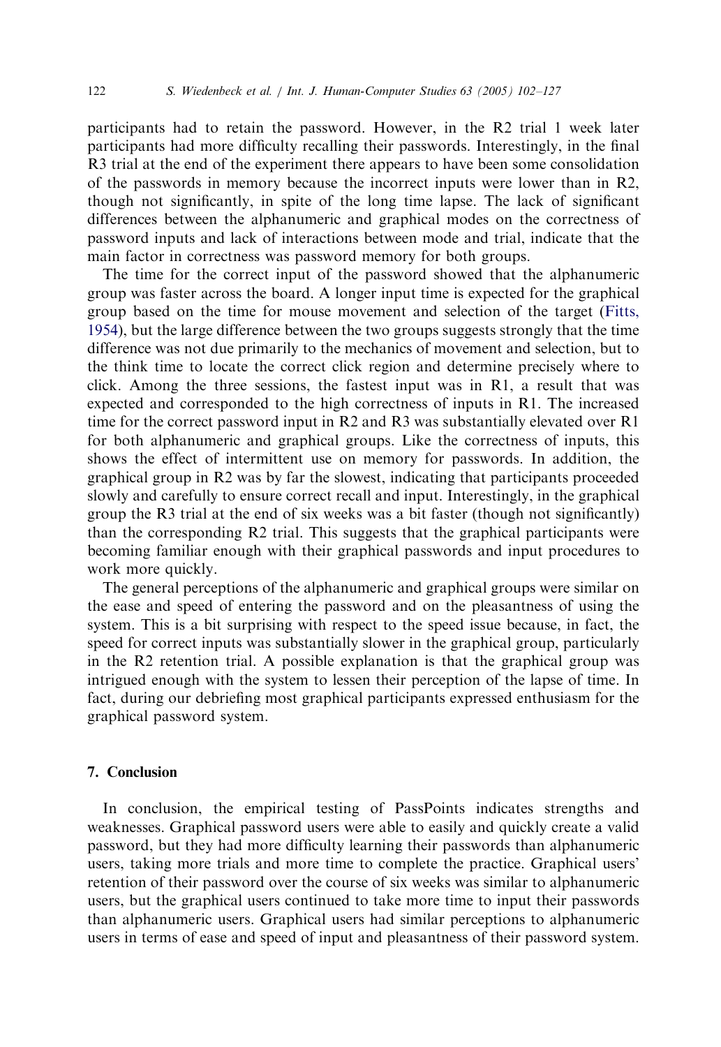participants had to retain the password. However, in the R2 trial 1 week later participants had more difficulty recalling their passwords. Interestingly, in the final R3 trial at the end of the experiment there appears to have been some consolidation of the passwords in memory because the incorrect inputs were lower than in R2, though not significantly, in spite of the long time lapse. The lack of significant differences between the alphanumeric and graphical modes on the correctness of password inputs and lack of interactions between mode and trial, indicate that the main factor in correctness was password memory for both groups.

The time for the correct input of the password showed that the alphanumeric group was faster across the board. A longer input time is expected for the graphical group based on the time for mouse movement and selection of the target (Fitts, 1954), but the large difference between the two groups suggests strongly that the time difference was not due primarily to the mechanics of movement and selection, but to the think time to locate the correct click region and determine precisely where to click. Among the three sessions, the fastest input was in R1, a result that was expected and corresponded to the high correctness of inputs in R1. The increased time for the correct password input in R2 and R3 was substantially elevated over R1 for both alphanumeric and graphical groups. Like the correctness of inputs, this shows the effect of intermittent use on memory for passwords. In addition, the graphical group in R2 was by far the slowest, indicating that participants proceeded slowly and carefully to ensure correct recall and input. Interestingly, in the graphical group the R3 trial at the end of six weeks was a bit faster (though not significantly) than the corresponding R2 trial. This suggests that the graphical participants were becoming familiar enough with their graphical passwords and input procedures to work more quickly.

The general perceptions of the alphanumeric and graphical groups were similar on the ease and speed of entering the password and on the pleasantness of using the system. This is a bit surprising with respect to the speed issue because, in fact, the speed for correct inputs was substantially slower in the graphical group, particularly in the R2 retention trial. A possible explanation is that the graphical group was intrigued enough with the system to lessen their perception of the lapse of time. In fact, during our debriefing most graphical participants expressed enthusiasm for the graphical password system.

## 7. Conclusion

In conclusion, the empirical testing of PassPoints indicates strengths and weaknesses. Graphical password users were able to easily and quickly create a valid password, but they had more difficulty learning their passwords than alphanumeric users, taking more trials and more time to complete the practice. Graphical users' retention of their password over the course of six weeks was similar to alphanumeric users, but the graphical users continued to take more time to input their passwords than alphanumeric users. Graphical users had similar perceptions to alphanumeric users in terms of ease and speed of input and pleasantness of their password system.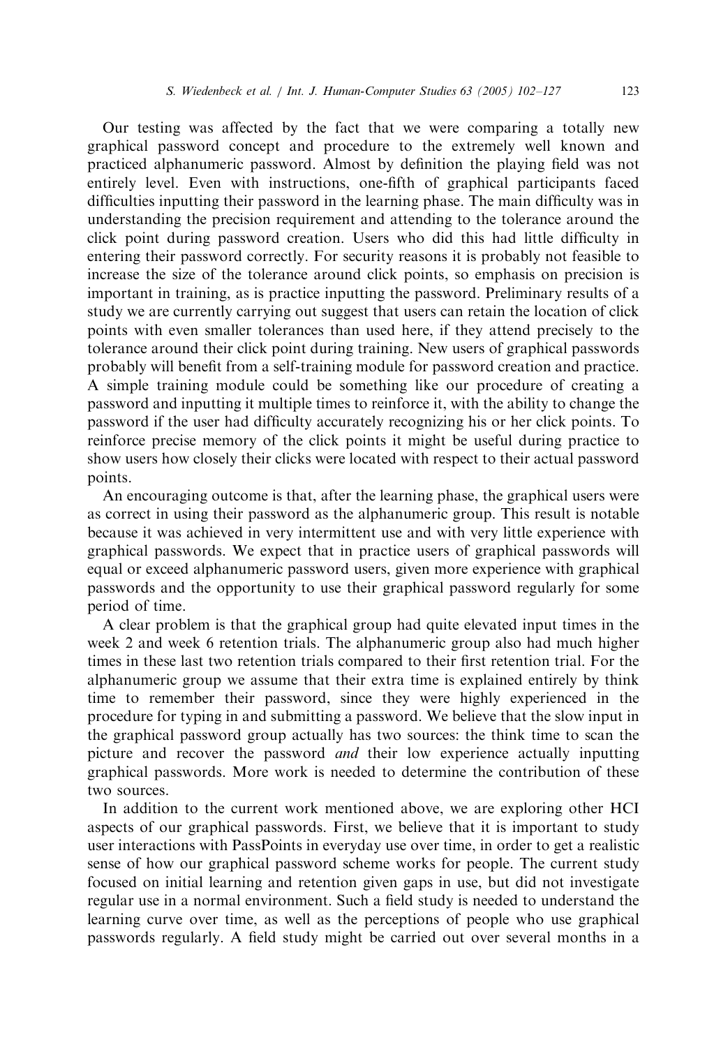Our testing was affected by the fact that we were comparing a totally new graphical password concept and procedure to the extremely well known and practiced alphanumeric password. Almost by definition the playing field was not entirely level. Even with instructions, one-fifth of graphical participants faced difficulties inputting their password in the learning phase. The main difficulty was in understanding the precision requirement and attending to the tolerance around the click point during password creation. Users who did this had little difficulty in entering their password correctly. For security reasons it is probably not feasible to increase the size of the tolerance around click points, so emphasis on precision is important in training, as is practice inputting the password. Preliminary results of a study we are currently carrying out suggest that users can retain the location of click points with even smaller tolerances than used here, if they attend precisely to the tolerance around their click point during training. New users of graphical passwords probably will benefit from a self-training module for password creation and practice. A simple training module could be something like our procedure of creating a password and inputting it multiple times to reinforce it, with the ability to change the password if the user had difficulty accurately recognizing his or her click points. To reinforce precise memory of the click points it might be useful during practice to show users how closely their clicks were located with respect to their actual password points.

An encouraging outcome is that, after the learning phase, the graphical users were as correct in using their password as the alphanumeric group. This result is notable because it was achieved in very intermittent use and with very little experience with graphical passwords. We expect that in practice users of graphical passwords will equal or exceed alphanumeric password users, given more experience with graphical passwords and the opportunity to use their graphical password regularly for some period of time.

A clear problem is that the graphical group had quite elevated input times in the week 2 and week 6 retention trials. The alphanumeric group also had much higher times in these last two retention trials compared to their first retention trial. For the alphanumeric group we assume that their extra time is explained entirely by think time to remember their password, since they were highly experienced in the procedure for typing in and submitting a password. We believe that the slow input in the graphical password group actually has two sources: the think time to scan the picture and recover the password *and* their low experience actually inputting graphical passwords. More work is needed to determine the contribution of these two sources.

In addition to the current work mentioned above, we are exploring other HCI aspects of our graphical passwords. First, we believe that it is important to study user interactions with PassPoints in everyday use over time, in order to get a realistic sense of how our graphical password scheme works for people. The current study focused on initial learning and retention given gaps in use, but did not investigate regular use in a normal environment. Such a field study is needed to understand the learning curve over time, as well as the perceptions of people who use graphical passwords regularly. A field study might be carried out over several months in a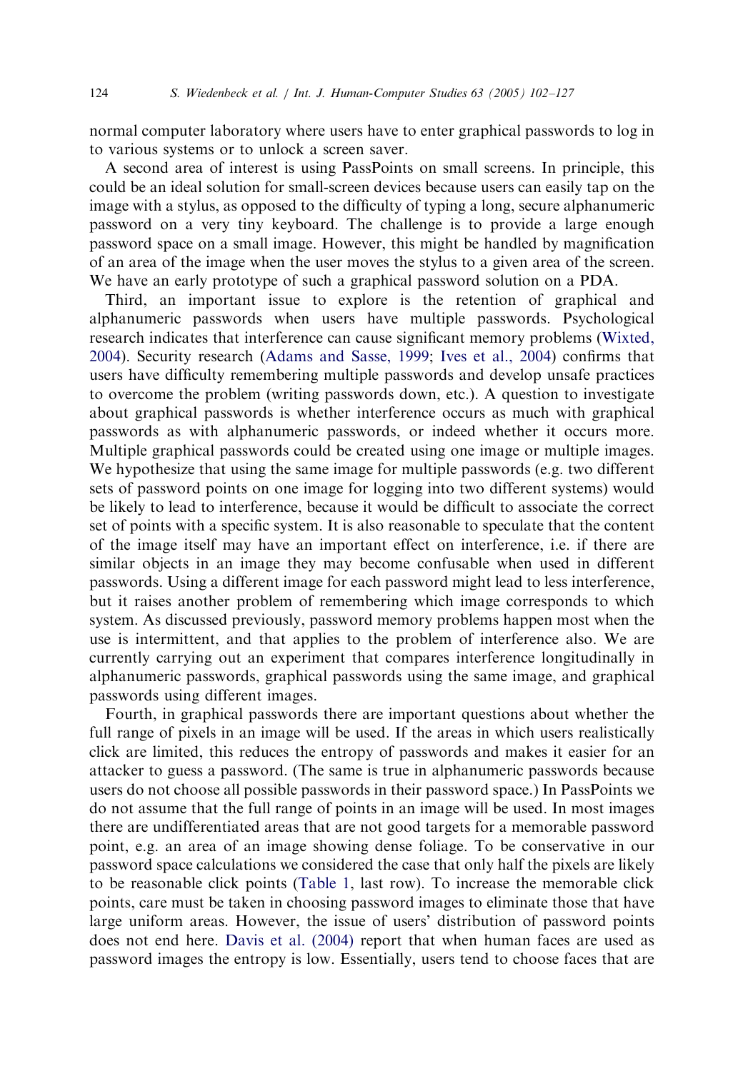normal computer laboratory where users have to enter graphical passwords to log in to various systems or to unlock a screen saver.

A second area of interest is using PassPoints on small screens. In principle, this could be an ideal solution for small-screen devices because users can easily tap on the image with a stylus, as opposed to the difficulty of typing a long, secure alphanumeric password on a very tiny keyboard. The challenge is to provide a large enough password space on a small image. However, this might be handled by magnification of an area of the image when the user moves the stylus to a given area of the screen. We have an early prototype of such a graphical password solution on a PDA.

Third, an important issue to explore is the retention of graphical and alphanumeric passwords when users have multiple passwords. Psychological research indicates that interference can cause significant memory problems (Wixted, 2004). Security research (Adams and Sasse, 1999; Ives et al., 2004) confirms that users have difficulty remembering multiple passwords and develop unsafe practices to overcome the problem (writing passwords down, etc.). A question to investigate about graphical passwords is whether interference occurs as much with graphical passwords as with alphanumeric passwords, or indeed whether it occurs more. Multiple graphical passwords could be created using one image or multiple images. We hypothesize that using the same image for multiple passwords (e.g. two different sets of password points on one image for logging into two different systems) would be likely to lead to interference, because it would be difficult to associate the correct set of points with a specific system. It is also reasonable to speculate that the content of the image itself may have an important effect on interference, i.e. if there are similar objects in an image they may become confusable when used in different passwords. Using a different image for each password might lead to less interference, but it raises another problem of remembering which image corresponds to which system. As discussed previously, password memory problems happen most when the use is intermittent, and that applies to the problem of interference also. We are currently carrying out an experiment that compares interference longitudinally in alphanumeric passwords, graphical passwords using the same image, and graphical passwords using different images.

Fourth, in graphical passwords there are important questions about whether the full range of pixels in an image will be used. If the areas in which users realistically click are limited, this reduces the entropy of passwords and makes it easier for an attacker to guess a password. (The same is true in alphanumeric passwords because users do not choose all possible passwords in their password space.) In PassPoints we do not assume that the full range of points in an image will be used. In most images there are undifferentiated areas that are not good targets for a memorable password point, e.g. an area of an image showing dense foliage. To be conservative in our password space calculations we considered the case that only half the pixels are likely to be reasonable click points (Table 1, last row). To increase the memorable click points, care must be taken in choosing password images to eliminate those that have large uniform areas. However, the issue of users' distribution of password points does not end here. Davis et al. (2004) report that when human faces are used as password images the entropy is low. Essentially, users tend to choose faces that are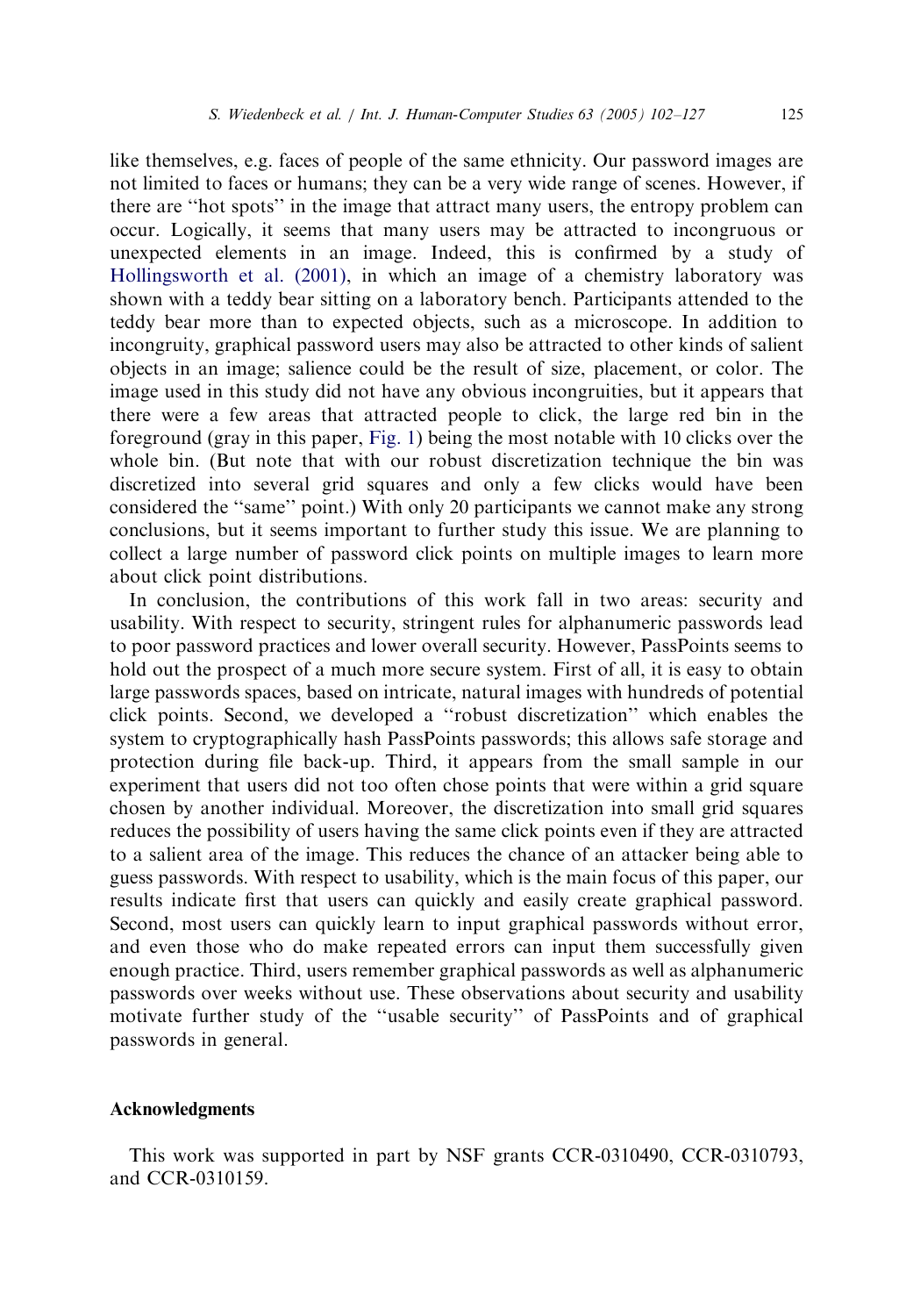like themselves, e.g. faces of people of the same ethnicity. Our password images are not limited to faces or humans; they can be a very wide range of scenes. However, if there are ''hot spots'' in the image that attract many users, the entropy problem can occur. Logically, it seems that many users may be attracted to incongruous or unexpected elements in an image. Indeed, this is confirmed by a study of Hollingsworth et al. (2001), in which an image of a chemistry laboratory was shown with a teddy bear sitting on a laboratory bench. Participants attended to the teddy bear more than to expected objects, such as a microscope. In addition to incongruity, graphical password users may also be attracted to other kinds of salient objects in an image; salience could be the result of size, placement, or color. The image used in this study did not have any obvious incongruities, but it appears that there were a few areas that attracted people to click, the large red bin in the foreground (gray in this paper, Fig. 1) being the most notable with 10 clicks over the whole bin. (But note that with our robust discretization technique the bin was discretized into several grid squares and only a few clicks would have been considered the ''same'' point.) With only 20 participants we cannot make any strong conclusions, but it seems important to further study this issue. We are planning to collect a large number of password click points on multiple images to learn more about click point distributions.

In conclusion, the contributions of this work fall in two areas: security and usability. With respect to security, stringent rules for alphanumeric passwords lead to poor password practices and lower overall security. However, PassPoints seems to hold out the prospect of a much more secure system. First of all, it is easy to obtain large passwords spaces, based on intricate, natural images with hundreds of potential click points. Second, we developed a ''robust discretization'' which enables the system to cryptographically hash PassPoints passwords; this allows safe storage and protection during file back-up. Third, it appears from the small sample in our experiment that users did not too often chose points that were within a grid square chosen by another individual. Moreover, the discretization into small grid squares reduces the possibility of users having the same click points even if they are attracted to a salient area of the image. This reduces the chance of an attacker being able to guess passwords. With respect to usability, which is the main focus of this paper, our results indicate first that users can quickly and easily create graphical password. Second, most users can quickly learn to input graphical passwords without error, and even those who do make repeated errors can input them successfully given enough practice. Third, users remember graphical passwords as well as alphanumeric passwords over weeks without use. These observations about security and usability motivate further study of the ''usable security'' of PassPoints and of graphical passwords in general.

## Acknowledgments

This work was supported in part by NSF grants CCR-0310490, CCR-0310793, and CCR-0310159.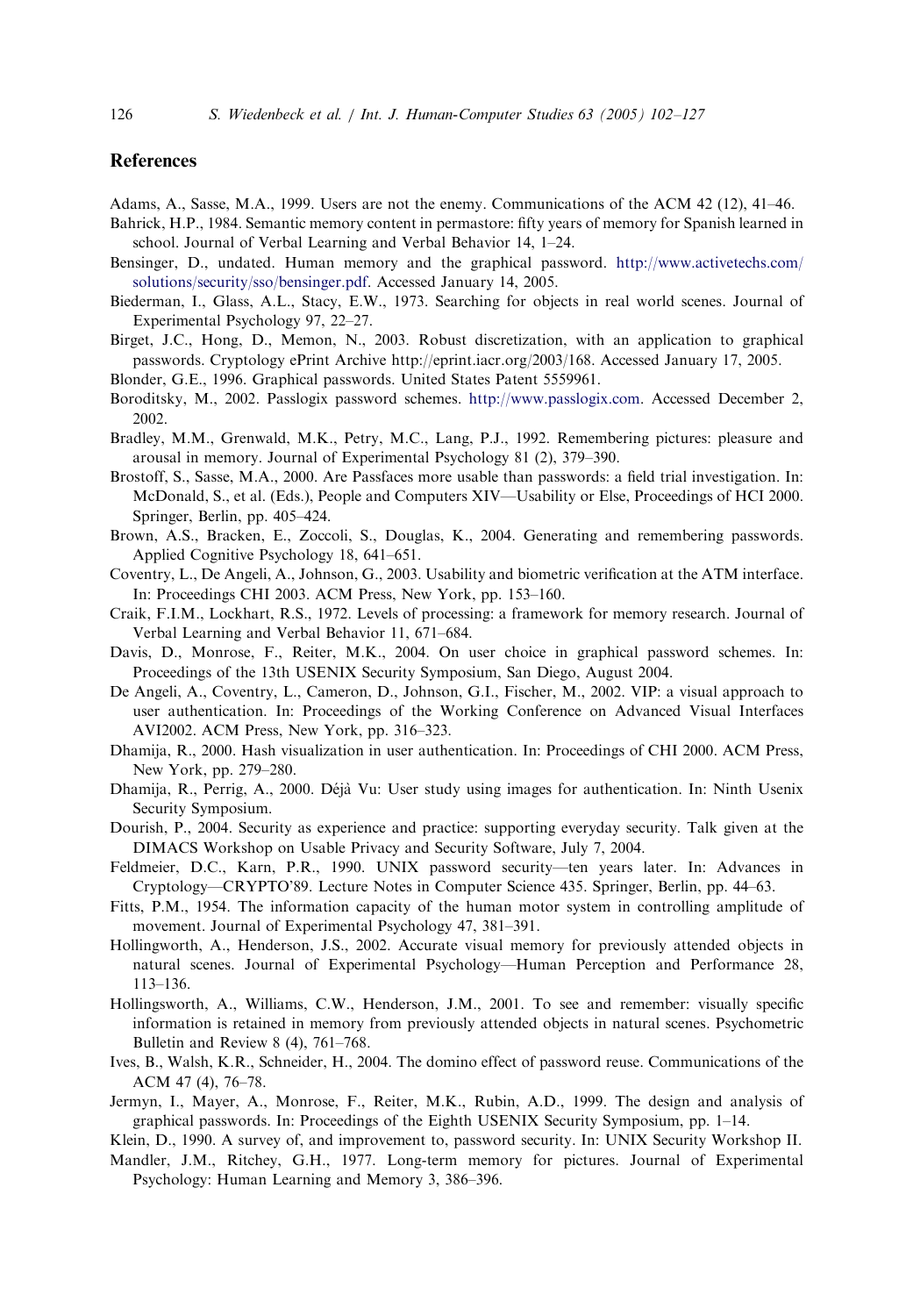## References

Adams, A., Sasse, M.A., 1999. Users are not the enemy. Communications of the ACM 42 (12), 41–46.

Bahrick, H.P., 1984. Semantic memory content in permastore: fifty years of memory for Spanish learned in school. Journal of Verbal Learning and Verbal Behavior 14, 1–24.

Bensinger, D., undated. Human memory and the graphical password. http://www.activetechs.com/solutions/security/sso/bensinger.pdf. Accessed January 14, 2005.

Biederman, I., Glass, A.L., Stacy, E.W., 1973. Searching for objects in real world scenes. Journal of Experimental Psychology 97, 22–27.

Birget, J.C., Hong, D., Memon, N., 2003. Robust discretization, with an application to graphical passwords. Cryptology ePrint Archive http://eprint.iacr.org/2003/168. Accessed January 17, 2005.

Blonder, G.E., 1996. Graphical passwords. United States Patent 5559961.

Boroditsky, M., 2002. Passlogix password schemes. http://www.passlogix.com. Accessed December 2, 2002.

Bradley, M.M., Grenwald, M.K., Petry, M.C., Lang, P.J., 1992. Remembering pictures: pleasure and arousal in memory. Journal of Experimental Psychology 81 (2), 379–390.

Brostoff, S., Sasse, M.A., 2000. Are Passfaces more usable than passwords: a field trial investigation. In: McDonald, S., et al. (Eds.), People and Computers XIV—Usability or Else, Proceedings of HCI 2000. Springer, Berlin, pp. 405–424.

Brown, A.S., Bracken, E., Zoccoli, S., Douglas, K., 2004. Generating and remembering passwords. Applied Cognitive Psychology 18, 641–651.

Coventry, L., De Angeli, A., Johnson, G., 2003. Usability and biometric verification at the ATM interface. In: Proceedings CHI 2003. ACM Press, New York, pp. 153–160.

Craik, F.I.M., Lockhart, R.S., 1972. Levels of processing: a framework for memory research. Journal of Verbal Learning and Verbal Behavior 11, 671–684.

Davis, D., Monrose, F., Reiter, M.K., 2004. On user choice in graphical password schemes. In: Proceedings of the 13th USENIX Security Symposium, San Diego, August 2004.

De Angeli, A., Coventry, L., Cameron, D., Johnson, G.I., Fischer, M., 2002. VIP: a visual approach to user authentication. In: Proceedings of the Working Conference on Advanced Visual Interfaces AVI2002. ACM Press, New York, pp. 316–323.

Dhamija, R., 2000. Hash visualization in user authentication. In: Proceedings of CHI 2000. ACM Press, New York, pp. 279–280.

Dhamija, R., Perrig, A., 2000. Déjà Vu: User study using images for authentication. In: Ninth Usenix Security Symposium.

Dourish, P., 2004. Security as experience and practice: supporting everyday security. Talk given at the DIMACS Workshop on Usable Privacy and Security Software, July 7, 2004.

Feldmeier, D.C., Karn, P.R., 1990. UNIX password security—ten years later. In: Advances in Cryptology—CRYPTO'89. Lecture Notes in Computer Science 435. Springer, Berlin, pp. 44–63.

Fitts, P.M., 1954. The information capacity of the human motor system in controlling amplitude of movement. Journal of Experimental Psychology 47, 381–391.

Hollingworth, A., Henderson, J.S., 2002. Accurate visual memory for previously attended objects in natural scenes. Journal of Experimental Psychology—Human Perception and Performance 28, 113–136.

Hollingsworth, A., Williams, C.W., Henderson, J.M., 2001. To see and remember: visually specific information is retained in memory from previously attended objects in natural scenes. Psychometric Bulletin and Review 8 (4), 761–768.

Ives, B., Walsh, K.R., Schneider, H., 2004. The domino effect of password reuse. Communications of the ACM 47 (4), 76–78.

Jermyn, I., Mayer, A., Monrose, F., Reiter, M.K., Rubin, A.D., 1999. The design and analysis of graphical passwords. In: Proceedings of the Eighth USENIX Security Symposium, pp. 1–14.

Klein, D., 1990. A survey of, and improvement to, password security. In: UNIX Security Workshop II.

Mandler, J.M., Ritchey, G.H., 1977. Long-term memory for pictures. Journal of Experimental Psychology: Human Learning and Memory 3, 386–396.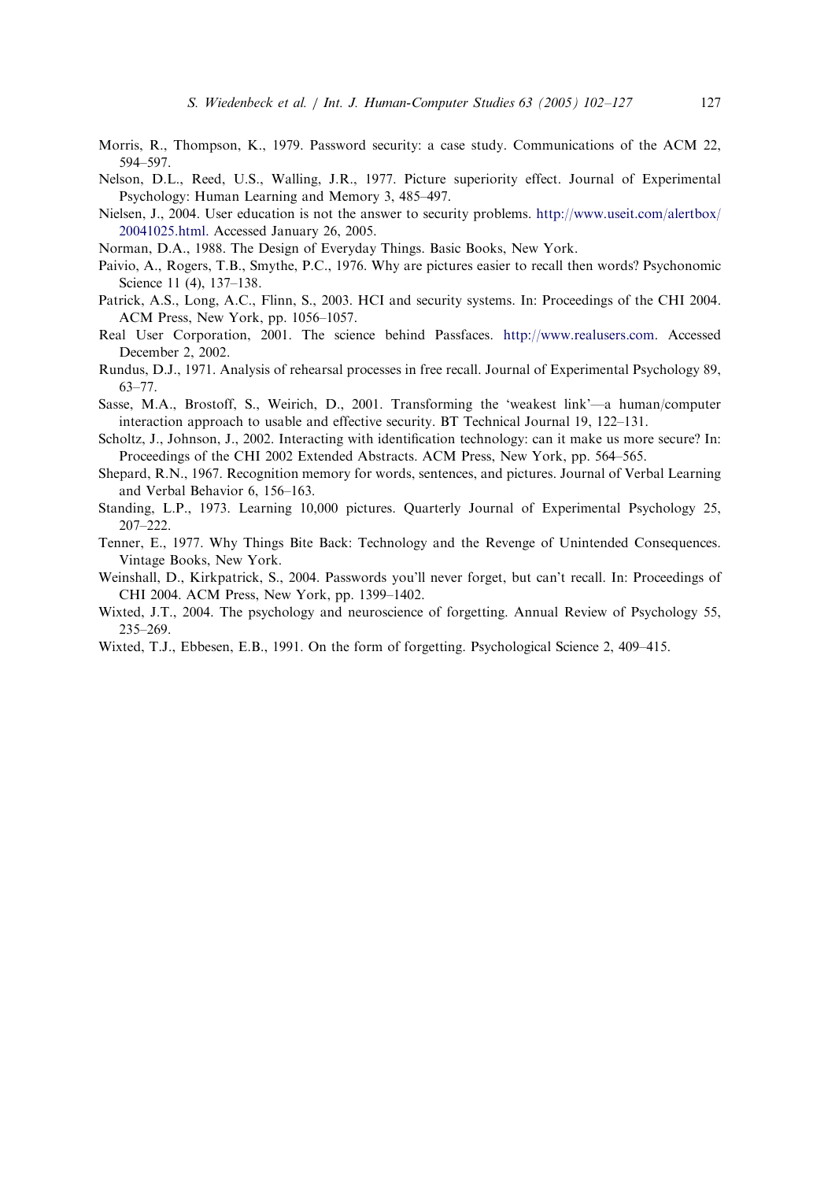Morris, R., Thompson, K., 1979. Password security: a case study. Communications of the ACM 22, 594–597.

Nelson, D.L., Reed, U.S., Walling, J.R., 1977. Picture superiority effect. Journal of Experimental Psychology: Human Learning and Memory 3, 485–497.

Nielsen, J., 2004. User education is not the answer to security problems. http://www.useit.com/alertbox/20041025.html. Accessed January 26, 2005.

Norman, D.A., 1988. The Design of Everyday Things. Basic Books, New York.

Paivio, A., Rogers, T.B., Smythe, P.C., 1976. Why are pictures easier to recall then words? Psychonomic Science 11 (4), 137–138.

Patrick, A.S., Long, A.C., Flinn, S., 2003. HCI and security systems. In: Proceedings of the CHI 2004. ACM Press, New York, pp. 1056–1057.

Real User Corporation, 2001. The science behind Passfaces. http://www.realusers.com. Accessed December 2, 2002.

Rundus, D.J., 1971. Analysis of rehearsal processes in free recall. Journal of Experimental Psychology 89, 63–77.

Sasse, M.A., Brostoff, S., Weirich, D., 2001. Transforming the 'weakest link'—a human/computer interaction approach to usable and effective security. BT Technical Journal 19, 122–131.

Scholtz, J., Johnson, J., 2002. Interacting with identification technology: can it make us more secure? In: Proceedings of the CHI 2002 Extended Abstracts. ACM Press, New York, pp. 564–565.

Shepard, R.N., 1967. Recognition memory for words, sentences, and pictures. Journal of Verbal Learning and Verbal Behavior 6, 156–163.

Standing, L.P., 1973. Learning 10,000 pictures. Quarterly Journal of Experimental Psychology 25, 207–222.

Tenner, E., 1977. Why Things Bite Back: Technology and the Revenge of Unintended Consequences. Vintage Books, New York.

Weinshall, D., Kirkpatrick, S., 2004. Passwords you'll never forget, but can't recall. In: Proceedings of CHI 2004. ACM Press, New York, pp. 1399–1402.

Wixted, J.T., 2004. The psychology and neuroscience of forgetting. Annual Review of Psychology 55, 235–269.

Wixted, T.J., Ebbesen, E.B., 1991. On the form of forgetting. Psychological Science 2, 409–415.